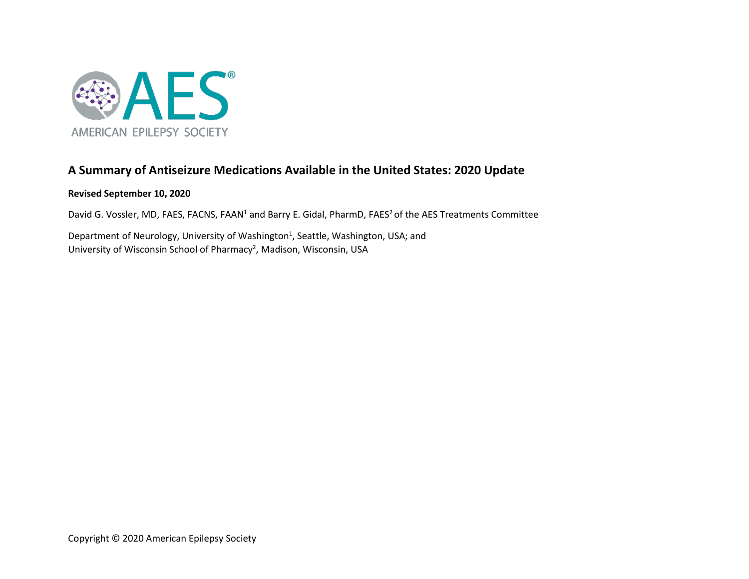AES®

AMERICAN EPILEPSY SOCIETY

# A Summary of Antiseizure Medications Available in the United States: 2020 Update

**Revised September 10, 2020**

David G. Vossler, MD, FAES, FACNS, FAAN[1] and Barry E. Gidal, PharmD, FAES[2] of the AES Treatments Committee

Department of Neurology, University of Washington[1], Seattle, Washington, USA; and
University of Wisconsin School of Pharmacy[2], Madison, Wisconsin, USA

Copyright © 2020 American Epilepsy Society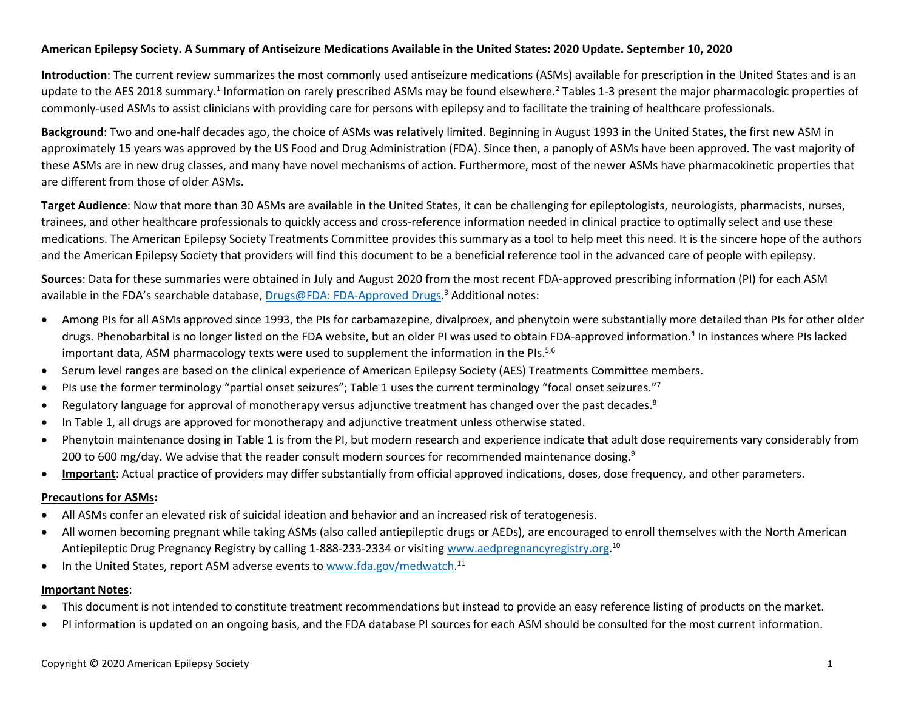**American Epilepsy Society. A Summary of Antiseizure Medications Available in the United States: 2020 Update. September 10, 2020**

**Introduction**: The current review summarizes the most commonly used antiseizure medications (ASMs) available for prescription in the United States and is an update to the AES 2018 summary.[1] Information on rarely prescribed ASMs may be found elsewhere.[2] Tables 1-3 present the major pharmacologic properties of commonly-used ASMs to assist clinicians with providing care for persons with epilepsy and to facilitate the training of healthcare professionals.

**Background**: Two and one-half decades ago, the choice of ASMs was relatively limited. Beginning in August 1993 in the United States, the first new ASM in approximately 15 years was approved by the US Food and Drug Administration (FDA). Since then, a panoply of ASMs have been approved. The vast majority of these ASMs are in new drug classes, and many have novel mechanisms of action. Furthermore, most of the newer ASMs have pharmacokinetic properties that are different from those of older ASMs.

**Target Audience**: Now that more than 30 ASMs are available in the United States, it can be challenging for epileptologists, neurologists, pharmacists, nurses, trainees, and other healthcare professionals to quickly access and cross-reference information needed in clinical practice to optimally select and use these medications. The American Epilepsy Society Treatments Committee provides this summary as a tool to help meet this need. It is the sincere hope of the authors and the American Epilepsy Society that providers will find this document to be a beneficial reference tool in the advanced care of people with epilepsy.

**Sources**: Data for these summaries were obtained in July and August 2020 from the most recent FDA-approved prescribing information (PI) for each ASM available in the FDA's searchable database, Drugs@FDA: FDA-Approved Drugs.[3] Additional notes:

- Among PIs for all ASMs approved since 1993, the PIs for carbamazepine, divalproex, and phenytoin were substantially more detailed than PIs for other older drugs. Phenobarbital is no longer listed on the FDA website, but an older PI was used to obtain FDA-approved information.[4] In instances where PIs lacked important data, ASM pharmacology texts were used to supplement the information in the PIs.[5,6]
- Serum level ranges are based on the clinical experience of American Epilepsy Society (AES) Treatments Committee members.
- PIs use the former terminology "partial onset seizures"; Table 1 uses the current terminology "focal onset seizures."[7]
- Regulatory language for approval of monotherapy versus adjunctive treatment has changed over the past decades.[8]
- In Table 1, all drugs are approved for monotherapy and adjunctive treatment unless otherwise stated.
- Phenytoin maintenance dosing in Table 1 is from the PI, but modern research and experience indicate that adult dose requirements vary considerably from 200 to 600 mg/day. We advise that the reader consult modern sources for recommended maintenance dosing.[9]
- **Important**: Actual practice of providers may differ substantially from official approved indications, doses, dose frequency, and other parameters.

**Precautions for ASMs:**

- All ASMs confer an elevated risk of suicidal ideation and behavior and an increased risk of teratogenesis.
- All women becoming pregnant while taking ASMs (also called antiepileptic drugs or AEDs), are encouraged to enroll themselves with the North American Antiepileptic Drug Pregnancy Registry by calling 1-888-233-2334 or visiting www.aedpregnancyregistry.org.[10]
- In the United States, report ASM adverse events to www.fda.gov/medwatch.[11]

**Important Notes**:

- This document is not intended to constitute treatment recommendations but instead to provide an easy reference listing of products on the market.
- PI information is updated on an ongoing basis, and the FDA database PI sources for each ASM should be consulted for the most current information.

Copyright © 2020 American Epilepsy Society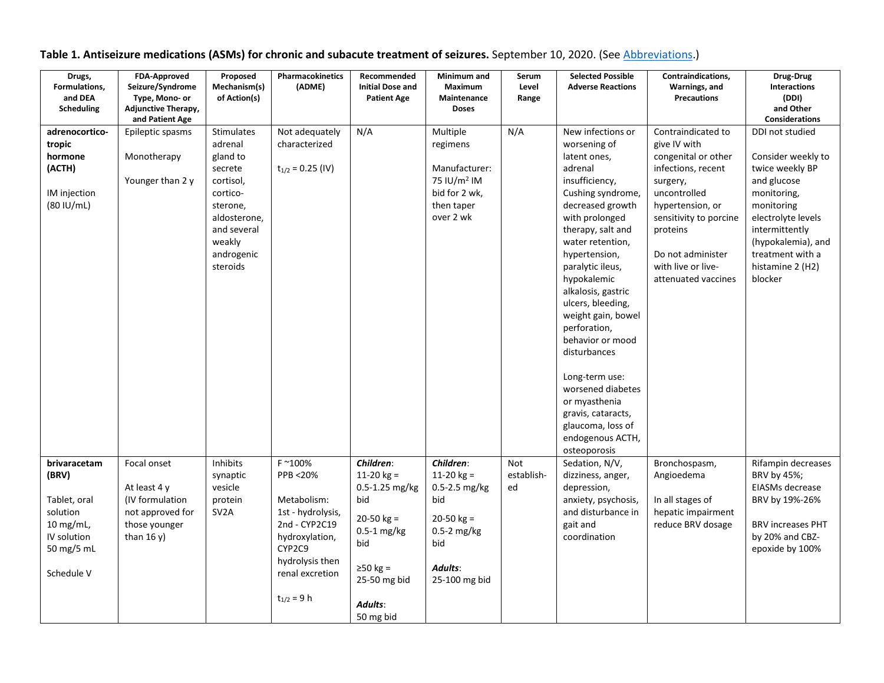**Table 1. Antiseizure medications (ASMs) for chronic and subacute treatment of seizures.** September 10, 2020. (See Abbreviations.)

| Drugs, Formulations, and DEA Scheduling | FDA-Approved Seizure/Syndrome Type, Mono- or Adjunctive Therapy, and Patient Age | Proposed Mechanism(s) of Action(s) | Pharmacokinetics (ADME) | Recommended Initial Dose and Patient Age | Minimum and Maximum Maintenance Doses | Serum Level Range | Selected Possible Adverse Reactions | Contraindications, Warnings, and Precautions | Drug-Drug Interactions (DDI) and Other Considerations |
|---|---|---|---|---|---|---|---|---|---|
| **adrenocorticotropic hormone (ACTH)**<br><br>IM injection (80 IU/mL) | Epileptic spasms<br><br>Monotherapy<br><br>Younger than 2 y | Stimulates adrenal gland to secrete cortisol, corticosterone, aldosterone, and several weakly androgenic steroids | Not adequately characterized<br><br>$t_{1/2}$ = 0.25 (IV) | N/A | Multiple regimens<br><br>Manufacturer: 75 IU/m$^2$ IM bid for 2 wk, then taper over 2 wk | N/A | New infections or worsening of latent ones, adrenal insufficiency, Cushing syndrome, decreased growth with prolonged therapy, salt and water retention, hypertension, paralytic ileus, hypokalemic alkalosis, gastric ulcers, bleeding, weight gain, bowel perforation, behavior or mood disturbances<br><br>Long-term use: worsened diabetes or myasthenia gravis, cataracts, glaucoma, loss of endogenous ACTH, osteoporosis | Contraindicated to give IV with congenital or other infections, recent surgery, uncontrolled hypertension, or sensitivity to porcine proteins<br><br>Do not administer with live or live-attenuated vaccines | DDI not studied<br><br>Consider weekly to twice weekly BP and glucose monitoring, monitoring electrolyte levels intermittently (hypokalemia), and treatment with a histamine 2 (H2) blocker |
| **brivaracetam (BRV)**<br><br>Tablet, oral solution 10 mg/mL, IV solution 50 mg/5 mL<br><br>Schedule V | Focal onset<br><br>At least 4 y (IV formulation not approved for those younger than 16 y) | Inhibits synaptic vesicle protein SV2A | F ~100%<br>PPB <20%<br><br>Metabolism: 1st - hydrolysis, 2nd - CYP2C19 hydroxylation, CYP2C9 hydrolysis then renal excretion<br><br>$t_{1/2}$ = 9 h | ***Children***:<br>11-20 kg = 0.5-1.25 mg/kg bid<br>20-50 kg = 0.5-1 mg/kg bid<br>≥50 kg = 25-50 mg bid<br><br>***Adults***:<br>50 mg bid | ***Children***:<br>11-20 kg = 0.5-2.5 mg/kg bid<br>20-50 kg = 0.5-2 mg/kg bid<br><br>***Adults***:<br>25-100 mg bid | Not established | Sedation, N/V, dizziness, anger, depression, anxiety, psychosis, and disturbance in gait and coordination | Bronchospasm, Angioedema<br><br>In all stages of hepatic impairment reduce BRV dosage | Rifampin decreases BRV by 45%; EIASMs decrease BRV by 19%-26%<br><br>BRV increases PHT by 20% and CBZ-epoxide by 100% |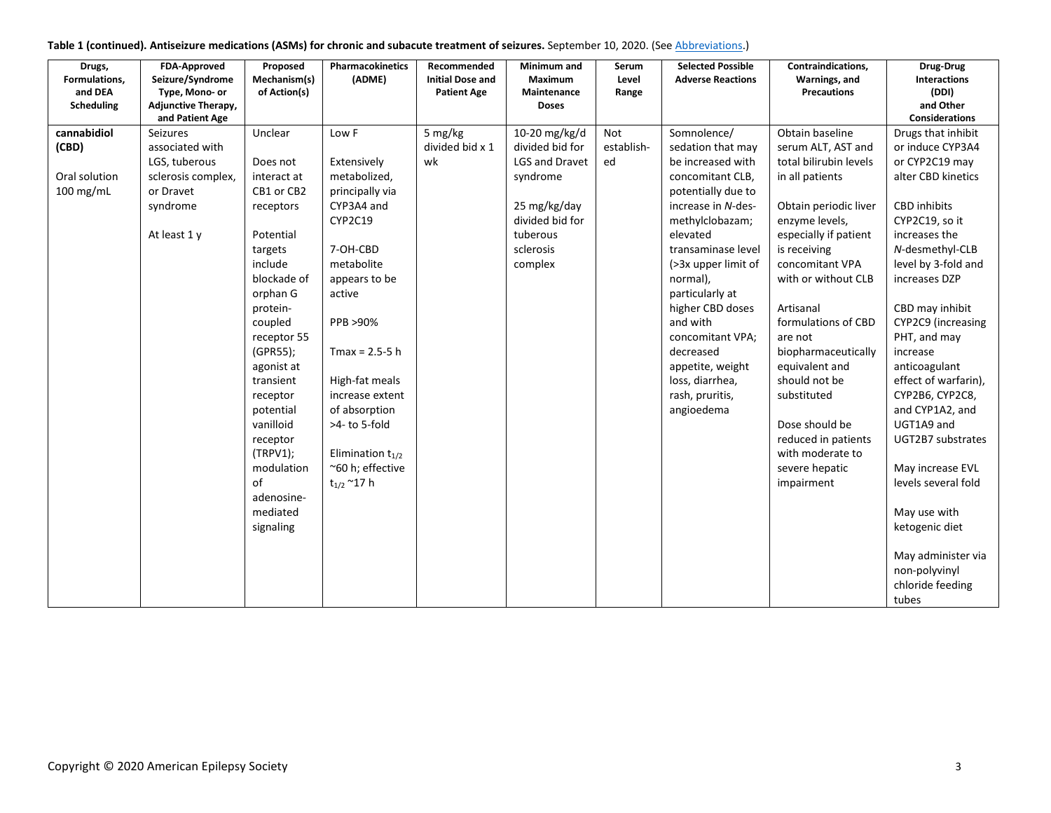**Table 1 (continued). Antiseizure medications (ASMs) for chronic and subacute treatment of seizures.** September 10, 2020. (See Abbreviations.)

| Drugs, Formulations, and DEA Scheduling | FDA-Approved Seizure/Syndrome Type, Mono- or Adjunctive Therapy, and Patient Age | Proposed Mechanism(s) of Action(s) | Pharmacokinetics (ADME) | Recommended Initial Dose and Patient Age | Minimum and Maximum Maintenance Doses | Serum Level Range | Selected Possible Adverse Reactions | Contraindications, Warnings, and Precautions | Drug-Drug Interactions (DDI) and Other Considerations |
|---|---|---|---|---|---|---|---|---|---|
| **cannabidiol (CBD)**<br><br>Oral solution 100 mg/mL | Seizures associated with LGS, tuberous sclerosis complex, or Dravet syndrome<br><br>At least 1 y | Unclear<br><br>Does not interact at CB1 or CB2 receptors<br><br>Potential targets include blockade of orphan G protein-coupled receptor 55 (GPR55); agonist at transient receptor potential vanilloid receptor (TRPV1); modulation of adenosine-mediated signaling | Low F<br><br>Extensively metabolized, principally via CYP3A4 and CYP2C19<br><br>7-OH-CBD metabolite appears to be active<br><br>PPB >90%<br><br>Tmax = 2.5-5 h<br><br>High-fat meals increase extent of absorption >4- to 5-fold<br><br>Elimination $t_{1/2}$ ~60 h; effective $t_{1/2}$ ~17 h | 5 mg/kg divided bid x 1 wk | 10-20 mg/kg/d divided bid for LGS and Dravet syndrome<br><br>25 mg/kg/day divided bid for tuberous sclerosis complex | Not established | Somnolence/ sedation that may be increased with concomitant CLB, potentially due to increase in *N*-desmethylclobazam; elevated transaminase level (>3x upper limit of normal), particularly at higher CBD doses and with concomitant VPA; decreased appetite, weight loss, diarrhea, rash, pruritis, angioedema | Obtain baseline serum ALT, AST and total bilirubin levels in all patients<br><br>Obtain periodic liver enzyme levels, especially if patient is receiving concomitant VPA with or without CLB<br><br>Artisanal formulations of CBD are not biopharmaceutically equivalent and should not be substituted<br><br>Dose should be reduced in patients with moderate to severe hepatic impairment | Drugs that inhibit or induce CYP3A4 or CYP2C19 may alter CBD kinetics<br><br>CBD inhibits CYP2C19, so it increases the *N*-desmethyl-CLB level by 3-fold and increases DZP<br><br>CBD may inhibit CYP2C9 (increasing PHT, and may increase anticoagulant effect of warfarin), CYP2B6, CYP2C8, and CYP1A2, and UGT1A9 and UGT2B7 substrates<br><br>May increase EVL levels several fold<br><br>May use with ketogenic diet<br><br>May administer via non-polyvinyl chloride feeding tubes |

Copyright © 2020 American Epilepsy Society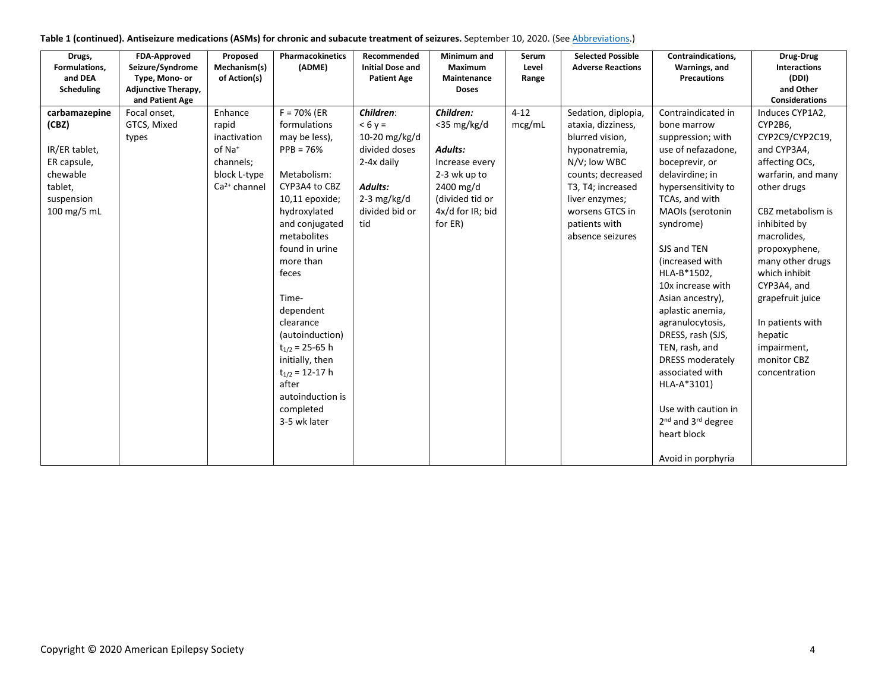**Table 1 (continued). Antiseizure medications (ASMs) for chronic and subacute treatment of seizures.** September 10, 2020. (See Abbreviations.)

| Drugs, Formulations, and DEA Scheduling | FDA-Approved Seizure/Syndrome Type, Mono- or Adjunctive Therapy, and Patient Age | Proposed Mechanism(s) of Action(s) | Pharmacokinetics (ADME) | Recommended Initial Dose and Patient Age | Minimum and Maximum Maintenance Doses | Serum Level Range | Selected Possible Adverse Reactions | Contraindications, Warnings, and Precautions | Drug-Drug Interactions (DDI) and Other Considerations |
|---|---|---|---|---|---|---|---|---|---|
| **carbamazepine (CBZ)**<br><br>IR/ER tablet, ER capsule, chewable tablet, suspension 100 mg/5 mL | Focal onset, GTCS, Mixed types | Enhance rapid inactivation of $Na^+$ channels; block L-type $Ca^{2+}$ channel | F = 70% (ER formulations may be less), PPB = 76%<br><br>Metabolism: CYP3A4 to CBZ 10,11 epoxide; hydroxylated and conjugated metabolites found in urine more than feces<br><br>Time-dependent clearance (autoinduction) $t_{1/2}$ = 25-65 h initially, then $t_{1/2}$ = 12-17 h after autoinduction is completed 3-5 wk later | ***Children***:<br>< 6 y = 10-20 mg/kg/d divided doses 2-4x daily<br><br>***Adults:***<br>2-3 mg/kg/d divided bid or tid | ***Children:***<br><35 mg/kg/d<br><br>***Adults:***<br>Increase every 2-3 wk up to 2400 mg/d (divided tid or 4x/d for IR; bid for ER) | 4-12 mcg/mL | Sedation, diplopia, ataxia, dizziness, blurred vision, hyponatremia, N/V; low WBC counts; decreased T3, T4; increased liver enzymes; worsens GTCS in patients with absence seizures | Contraindicated in bone marrow suppression; with use of nefazadone, boceprevir, or delavirdine; in hypersensitivity to TCAs, and with MAOIs (serotonin syndrome)<br><br>SJS and TEN (increased with HLA-B*1502, 10x increase with Asian ancestry), aplastic anemia, agranulocytosis, DRESS, rash (SJS, TEN, rash, and DRESS moderately associated with HLA-A*3101)<br><br>Use with caution in 2nd and 3rd degree heart block<br><br>Avoid in porphyria | Induces CYP1A2, CYP2B6, CYP2C9/CYP2C19, and CYP3A4, affecting OCs, warfarin, and many other drugs<br><br>CBZ metabolism is inhibited by macrolides, propoxyphene, many other drugs which inhibit CYP3A4, and grapefruit juice<br><br>In patients with hepatic impairment, monitor CBZ concentration |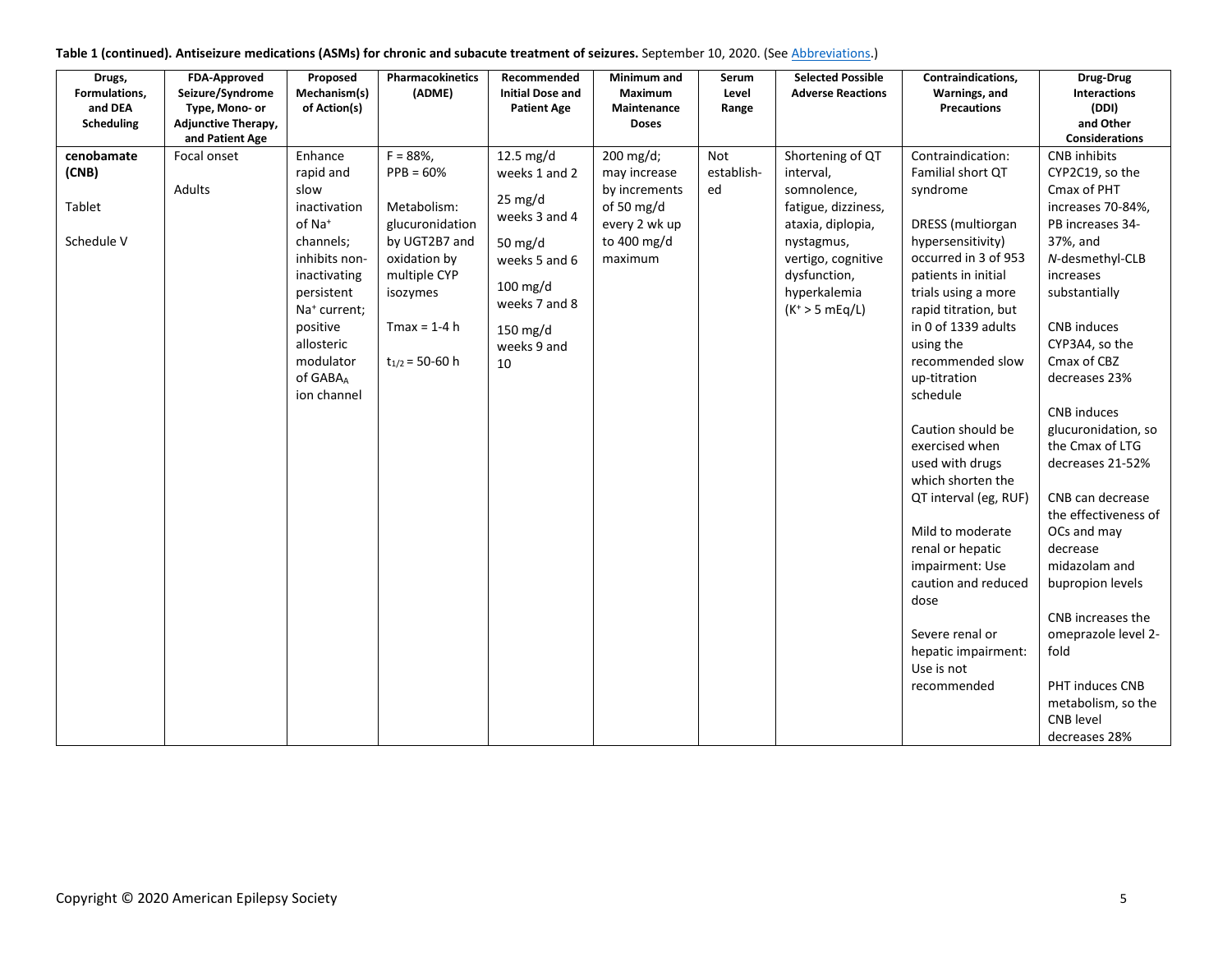**Table 1 (continued). Antiseizure medications (ASMs) for chronic and subacute treatment of seizures.** September 10, 2020. (See Abbreviations.)

| Drugs, Formulations, and DEA Scheduling | FDA-Approved Seizure/Syndrome Type, Mono- or Adjunctive Therapy, and Patient Age | Proposed Mechanism(s) of Action(s) | Pharmacokinetics (ADME) | Recommended Initial Dose and Patient Age | Minimum and Maximum Maintenance Doses | Serum Level Range | Selected Possible Adverse Reactions | Contraindications, Warnings, and Precautions | Drug-Drug Interactions (DDI) and Other Considerations |
|---|---|---|---|---|---|---|---|---|---|
| **cenobamate (CNB)**<br><br>Tablet<br><br>Schedule V | Focal onset<br><br>Adults | Enhance rapid and slow inactivation of $Na^+$ channels; inhibits non-inactivating persistent $Na^+$ current; positive allosteric modulator of $GABA_A$ ion channel | F = 88%, PPB = 60%<br><br>Metabolism: glucuronidation by UGT2B7 and oxidation by multiple CYP isozymes<br><br>Tmax = 1-4 h<br><br>$t_{1/2}$ = 50-60 h | 12.5 mg/d weeks 1 and 2<br><br>25 mg/d weeks 3 and 4<br><br>50 mg/d weeks 5 and 6<br><br>100 mg/d weeks 7 and 8<br><br>150 mg/d weeks 9 and 10 | 200 mg/d; may increase by increments of 50 mg/d every 2 wk up to 400 mg/d maximum | Not establish-ed | Shortening of QT interval, somnolence, fatigue, dizziness, ataxia, diplopia, nystagmus, vertigo, cognitive dysfunction, hyperkalemia ($K^+$ > 5 mEq/L) | Contraindication: Familial short QT syndrome<br><br>DRESS (multiorgan hypersensitivity) occurred in 3 of 953 patients in initial trials using a more rapid titration, but in 0 of 1339 adults using the recommended slow up-titration schedule<br><br>Caution should be exercised when used with drugs which shorten the QT interval (eg, RUF)<br><br>Mild to moderate renal or hepatic impairment: Use caution and reduced dose<br><br>Severe renal or hepatic impairment: Use is not recommended | CNB inhibits CYP2C19, so the Cmax of PHT increases 70-84%, PB increases 34-37%, and *N*-desmethyl-CLB increases substantially<br><br>CNB induces CYP3A4, so the Cmax of CBZ decreases 23%<br><br>CNB induces glucuronidation, so the Cmax of LTG decreases 21-52%<br><br>CNB can decrease the effectiveness of OCs and may decrease midazolam and bupropion levels<br><br>CNB increases the omeprazole level 2-fold<br><br>PHT induces CNB metabolism, so the CNB level decreases 28% |

Copyright © 2020 American Epilepsy Society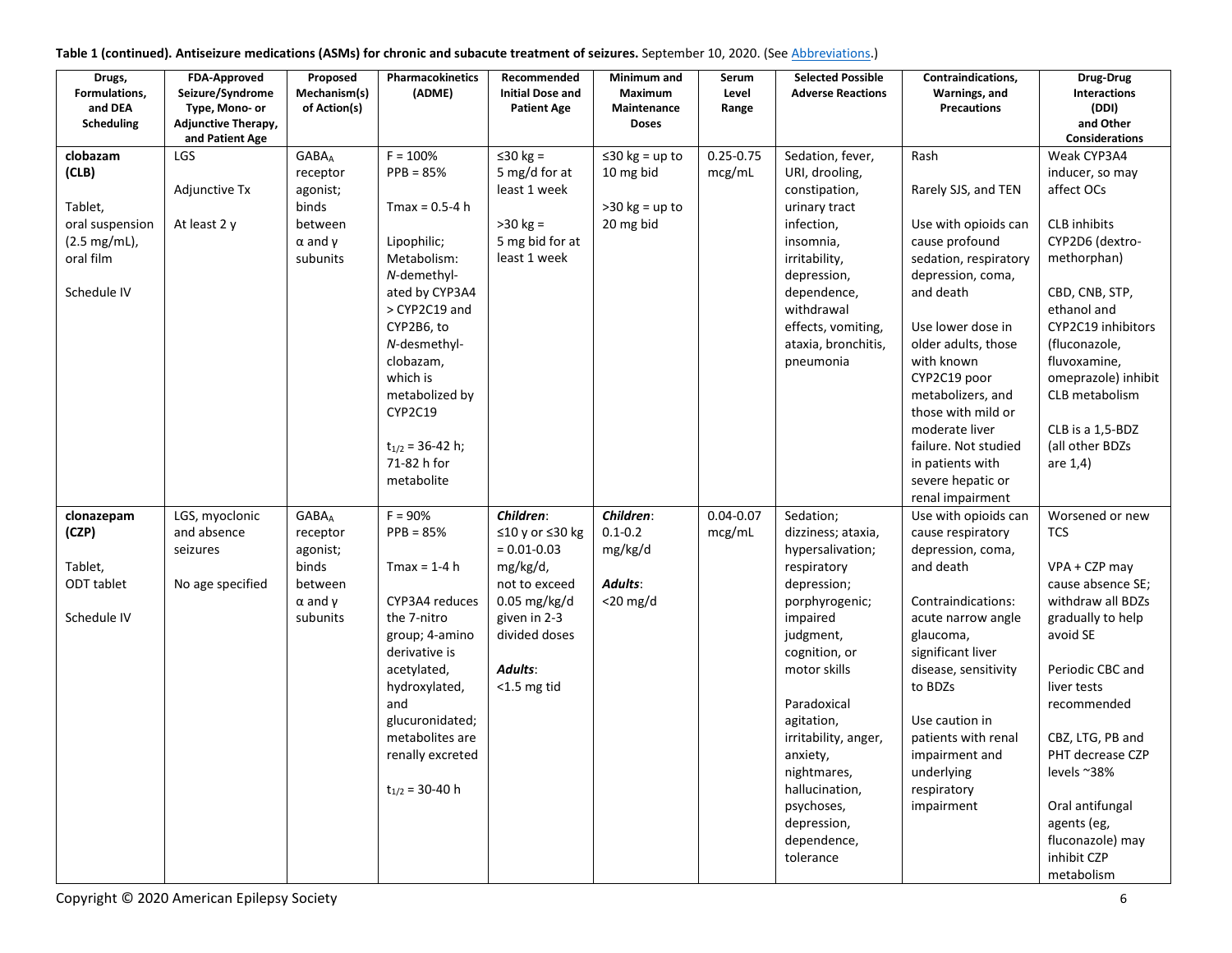**Table 1 (continued). Antiseizure medications (ASMs) for chronic and subacute treatment of seizures.** September 10, 2020. (See Abbreviations.)

| Drugs, Formulations, and DEA Scheduling | FDA-Approved Seizure/Syndrome Type, Mono- or Adjunctive Therapy, and Patient Age | Proposed Mechanism(s) of Action(s) | Pharmacokinetics (ADME) | Recommended Initial Dose and Patient Age | Minimum and Maximum Maintenance Doses | Serum Level Range | Selected Possible Adverse Reactions | Contraindications, Warnings, and Precautions | Drug-Drug Interactions (DDI) and Other Considerations |
|---|---|---|---|---|---|---|---|---|---|
| **clobazam (CLB)**<br><br>Tablet, oral suspension (2.5 mg/mL), oral film<br><br>Schedule IV | LGS<br><br>Adjunctive Tx<br><br>At least 2 y | $GABA_A$ receptor agonist; binds between α and γ subunits | F = 100%<br>PPB = 85%<br><br>Tmax = 0.5-4 h<br><br>Lipophilic; Metabolism: *N*-demethylated by CYP3A4 > CYP2C19 and CYP2B6, to *N*-desmethylclobazam, which is metabolized by CYP2C19<br><br>$t_{1/2}$ = 36-42 h; 71-82 h for metabolite | ≤30 kg = 5 mg/d for at least 1 week<br><br>>30 kg = 5 mg bid for at least 1 week | ≤30 kg = up to 10 mg bid<br><br>>30 kg = up to 20 mg bid | 0.25-0.75 mcg/mL | Sedation, fever, URI, drooling, constipation, urinary tract infection, insomnia, irritability, depression, dependence, withdrawal effects, vomiting, ataxia, bronchitis, pneumonia | Rash<br><br>Rarely SJS, and TEN<br><br>Use with opioids can cause profound sedation, respiratory depression, coma, and death<br><br>Use lower dose in older adults, those with known CYP2C19 poor metabolizers, and those with mild or moderate liver failure. Not studied in patients with severe hepatic or renal impairment | Weak CYP3A4 inducer, so may affect OCs<br><br>CLB inhibits CYP2D6 (dextromethorphan)<br><br>CBD, CNB, STP, ethanol and CYP2C19 inhibitors (fluconazole, fluvoxamine, omeprazole) inhibit CLB metabolism<br><br>CLB is a 1,5-BDZ (all other BDZs are 1,4) |
| **clonazepam (CZP)**<br><br>Tablet, ODT tablet<br><br>Schedule IV | LGS, myoclonic and absence seizures<br><br>No age specified | $GABA_A$ receptor agonist; binds between α and γ subunits | F = 90%<br>PPB = 85%<br><br>Tmax = 1-4 h<br><br>CYP3A4 reduces the 7-nitro group; 4-amino derivative is acetylated, hydroxylated, and glucuronidated; metabolites are renally excreted<br><br>$t_{1/2}$ = 30-40 h | ***Children***: ≤10 y or ≤30 kg = 0.01-0.03 mg/kg/d, not to exceed 0.05 mg/kg/d given in 2-3 divided doses<br><br>***Adults***: <1.5 mg tid | ***Children***: 0.1-0.2 mg/kg/d<br><br>***Adults***: <20 mg/d | 0.04-0.07 mcg/mL | Sedation; dizziness; ataxia, hypersalivation; respiratory depression; porphyrogenic; impaired judgment, cognition, or motor skills<br><br>Paradoxical agitation, irritability, anger, anxiety, nightmares, hallucination, psychoses, depression, dependence, tolerance | Use with opioids can cause respiratory depression, coma, and death<br><br>Contraindications: acute narrow angle glaucoma, significant liver disease, sensitivity to BDZs<br><br>Use caution in patients with renal impairment and underlying respiratory impairment | Worsened or new TCS<br><br>VPA + CZP may cause absence SE; withdraw all BDZs gradually to help avoid SE<br><br>Periodic CBC and liver tests recommended<br><br>CBZ, LTG, PB and PHT decrease CZP levels ~38%<br><br>Oral antifungal agents (eg, fluconazole) may inhibit CZP metabolism |

Copyright © 2020 American Epilepsy Society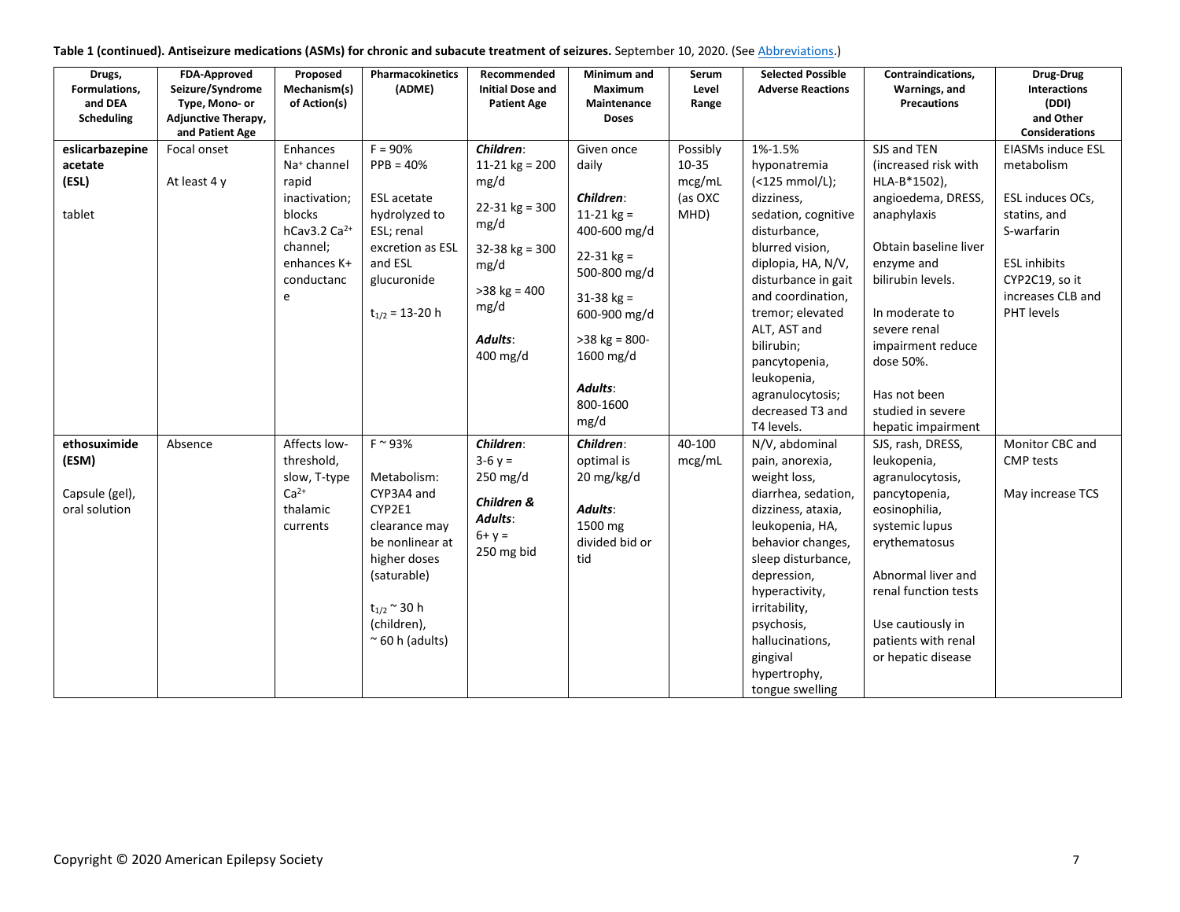**Table 1 (continued). Antiseizure medications (ASMs) for chronic and subacute treatment of seizures.** September 10, 2020. (See Abbreviations.)

| Drugs, Formulations, and DEA Scheduling | FDA-Approved Seizure/Syndrome Type, Mono- or Adjunctive Therapy, and Patient Age | Proposed Mechanism(s) of Action(s) | Pharmacokinetics (ADME) | Recommended Initial Dose and Patient Age | Minimum and Maximum Maintenance Doses | Serum Level Range | Selected Possible Adverse Reactions | Contraindications, Warnings, and Precautions | Drug-Drug Interactions (DDI) and Other Considerations |
|---|---|---|---|---|---|---|---|---|---|
| **eslicarbazepine acetate (ESL)**<br><br>tablet | Focal onset<br><br>At least 4 y | Enhances $Na^{+}$ channel rapid inactivation; blocks hCav3.2 $Ca^{2+}$ channel; enhances K+ conductance | F = 90%<br>PPB = 40%<br><br>ESL acetate hydrolyzed to ESL; renal excretion as ESL and ESL glucuronide<br><br>$t_{1/2}$ = 13-20 h | ***Children***:<br>11-21 kg = 200 mg/d<br>22-31 kg = 300 mg/d<br>32-38 kg = 300 mg/d<br>>38 kg = 400 mg/d<br><br>***Adults***:<br>400 mg/d | Given once daily<br><br>***Children***:<br>11-21 kg = 400-600 mg/d<br>22-31 kg = 500-800 mg/d<br>31-38 kg = 600-900 mg/d<br>>38 kg = 800-1600 mg/d<br><br>***Adults***:<br>800-1600 mg/d | Possibly 10-35 mcg/mL (as OXC MHD) | 1%-1.5% hyponatremia (<125 mmol/L); dizziness, sedation, cognitive disturbance, blurred vision, diplopia, HA, N/V, disturbance in gait and coordination, tremor; elevated ALT, AST and bilirubin; pancytopenia, leukopenia, agranulocytosis; decreased T3 and T4 levels. | SJS and TEN (increased risk with HLA-B*1502), angioedema, DRESS, anaphylaxis<br><br>Obtain baseline liver enzyme and bilirubin levels.<br><br>In moderate to severe renal impairment reduce dose 50%.<br><br>Has not been studied in severe hepatic impairment | EIASMs induce ESL metabolism<br><br>ESL induces OCs, statins, and S-warfarin<br><br>ESL inhibits CYP2C19, so it increases CLB and PHT levels |
| **ethosuximide (ESM)**<br><br>Capsule (gel), oral solution | Absence | Affects low-threshold, slow, T-type $Ca^{2+}$ thalamic currents | F ~ 93%<br><br>Metabolism: CYP3A4 and CYP2E1 clearance may be nonlinear at higher doses (saturable)<br><br>$t_{1/2}$ ~ 30 h (children), ~ 60 h (adults) | ***Children***:<br>3-6 y = 250 mg/d<br><br>***Children & Adults***:<br>6+ y = 250 mg bid | ***Children***:<br>optimal is 20 mg/kg/d<br><br>***Adults***:<br>1500 mg divided bid or tid | 40-100 mcg/mL | N/V, abdominal pain, anorexia, weight loss, diarrhea, sedation, dizziness, ataxia, leukopenia, HA, behavior changes, sleep disturbance, depression, hyperactivity, irritability, psychosis, hallucinations, gingival hypertrophy, tongue swelling | SJS, rash, DRESS, leukopenia, agranulocytosis, pancytopenia, eosinophilia, systemic lupus erythematosus<br><br>Abnormal liver and renal function tests<br><br>Use cautiously in patients with renal or hepatic disease | Monitor CBC and CMP tests<br><br>May increase TCS |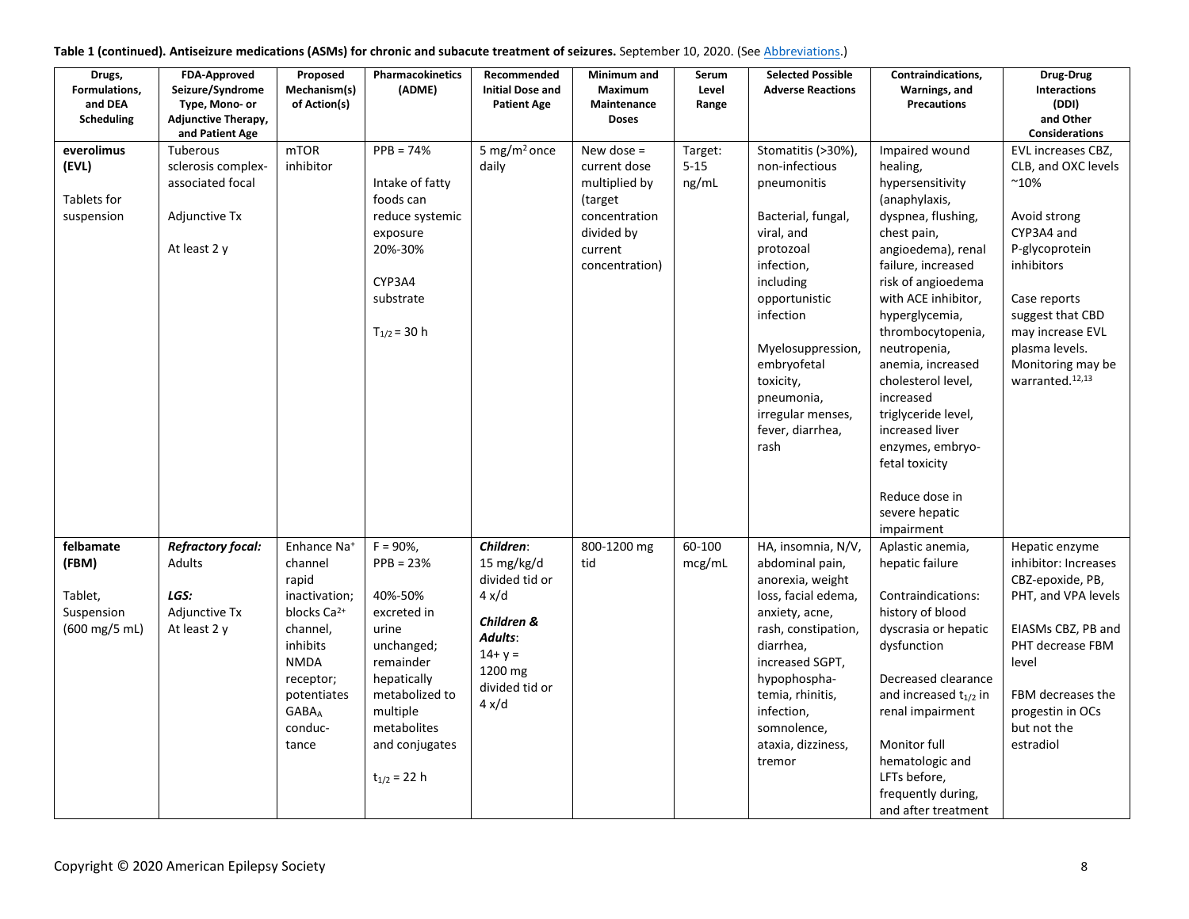**Table 1 (continued). Antiseizure medications (ASMs) for chronic and subacute treatment of seizures.** September 10, 2020. (See Abbreviations.)

| Drugs, Formulations, and DEA Scheduling | FDA-Approved Seizure/Syndrome Type, Mono- or Adjunctive Therapy, and Patient Age | Proposed Mechanism(s) of Action(s) | Pharmacokinetics (ADME) | Recommended Initial Dose and Patient Age | Minimum and Maximum Maintenance Doses | Serum Level Range | Selected Possible Adverse Reactions | Contraindications, Warnings, and Precautions | Drug-Drug Interactions (DDI) and Other Considerations |
|---|---|---|---|---|---|---|---|---|---|
| **everolimus (EVL)**<br><br>Tablets for suspension | Tuberous sclerosis complex-associated focal<br><br>Adjunctive Tx<br><br>At least 2 y | mTOR inhibitor | PPB = 74%<br><br>Intake of fatty foods can reduce systemic exposure 20%-30%<br><br>CYP3A4 substrate<br><br>$T_{1/2}$ = 30 h | 5 mg/m$^2$ once daily | New dose = current dose multiplied by (target concentration divided by current concentration) | Target: 5-15 ng/mL | Stomatitis (>30%), non-infectious pneumonitis<br><br>Bacterial, fungal, viral, and protozoal infection, including opportunistic infection<br><br>Myelosuppression, embryofetal toxicity, pneumonia, irregular menses, fever, diarrhea, rash | Impaired wound healing, hypersensitivity (anaphylaxis, dyspnea, flushing, chest pain, angioedema), renal failure, increased risk of angioedema with ACE inhibitor, hyperglycemia, thrombocytopenia, neutropenia, anemia, increased cholesterol level, increased triglyceride level, increased liver enzymes, embryo-fetal toxicity<br><br>Reduce dose in severe hepatic impairment | EVL increases CBZ, CLB, and OXC levels ~10%<br><br>Avoid strong CYP3A4 and P-glycoprotein inhibitors<br><br>Case reports suggest that CBD may increase EVL plasma levels. Monitoring may be warranted.[12,13] |
| **felbamate (FBM)**<br><br>Tablet, Suspension (600 mg/5 mL) | ***Refractory focal:*** Adults<br><br>***LGS:*** Adjunctive Tx At least 2 y | Enhance $Na^{+}$ channel rapid inactivation; blocks $Ca^{2+}$ channel, inhibits NMDA receptor; potentiates $GABA_A$ conductance | F = 90%, PPB = 23%<br><br>40%-50% excreted in urine unchanged; remainder hepatically metabolized to multiple metabolites and conjugates<br><br>$t_{1/2}$ = 22 h | ***Children***: 15 mg/kg/d divided tid or 4 x/d<br><br>***Children & Adults***: 14+ y = 1200 mg divided tid or 4 x/d | 800-1200 mg tid | 60-100 mcg/mL | HA, insomnia, N/V, abdominal pain, anorexia, weight loss, facial edema, anxiety, acne, rash, constipation, diarrhea, increased SGPT, hypophosphatemia, rhinitis, infection, somnolence, ataxia, dizziness, tremor | Aplastic anemia, hepatic failure<br><br>Contraindications: history of blood dyscrasia or hepatic dysfunction<br><br>Decreased clearance and increased $t_{1/2}$ in renal impairment<br><br>Monitor full hematologic and LFTs before, frequently during, and after treatment | Hepatic enzyme inhibitor: Increases CBZ-epoxide, PB, PHT, and VPA levels<br><br>EIASMs CBZ, PB and PHT decrease FBM level<br><br>FBM decreases the progestin in OCs but not the estradiol |

Copyright © 2020 American Epilepsy Society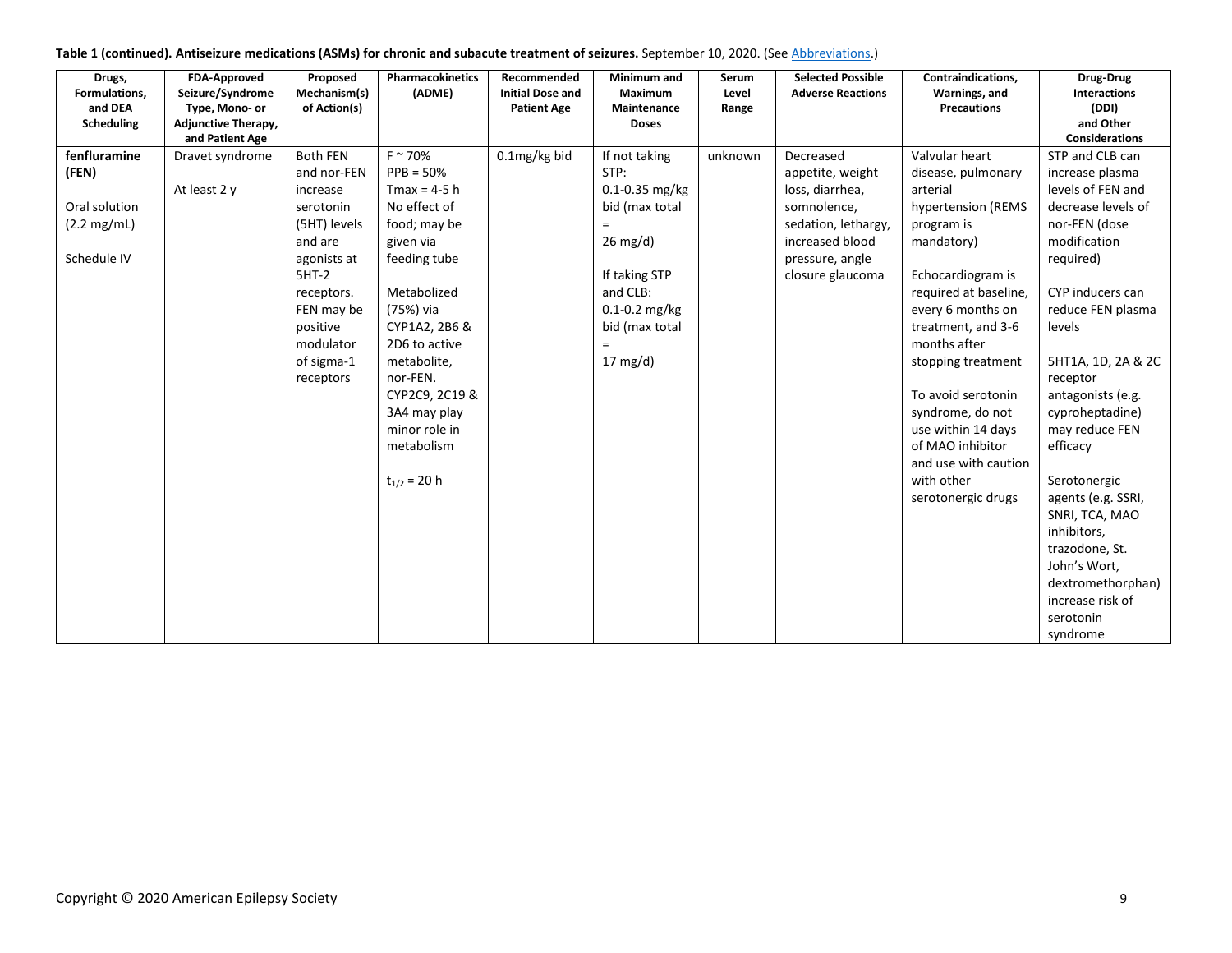**Table 1 (continued). Antiseizure medications (ASMs) for chronic and subacute treatment of seizures.** September 10, 2020. (See Abbreviations.)

| Drugs, Formulations, and DEA Scheduling | FDA-Approved Seizure/Syndrome Type, Mono- or Adjunctive Therapy, and Patient Age | Proposed Mechanism(s) of Action(s) | Pharmacokinetics (ADME) | Recommended Initial Dose and Patient Age | Minimum and Maximum Maintenance Doses | Serum Level Range | Selected Possible Adverse Reactions | Contraindications, Warnings, and Precautions | Drug-Drug Interactions (DDI) and Other Considerations |
|---|---|---|---|---|---|---|---|---|---|
| **fenfluramine (FEN)**<br><br>Oral solution (2.2 mg/mL)<br><br>Schedule IV | Dravet syndrome<br><br>At least 2 y | Both FEN and nor-FEN increase serotonin (5HT) levels and are agonists at 5HT-2 receptors. FEN may be positive modulator of sigma-1 receptors | F ~ 70%<br>PPB = 50%<br>Tmax = 4-5 h<br>No effect of food; may be given via feeding tube<br><br>Metabolized (75%) via CYP1A2, 2B6 & 2D6 to active metabolite, nor-FEN. CYP2C9, 2C19 & 3A4 may play minor role in metabolism<br><br>$t_{1/2}$ = 20 h | 0.1mg/kg bid | If not taking STP:<br>0.1-0.35 mg/kg bid (max total = 26 mg/d)<br><br>If taking STP and CLB:<br>0.1-0.2 mg/kg bid (max total = 17 mg/d) | unknown | Decreased appetite, weight loss, diarrhea, somnolence, sedation, lethargy, increased blood pressure, angle closure glaucoma | Valvular heart disease, pulmonary arterial hypertension (REMS program is mandatory)<br><br>Echocardiogram is required at baseline, every 6 months on treatment, and 3-6 months after stopping treatment<br><br>To avoid serotonin syndrome, do not use within 14 days of MAO inhibitor and use with caution with other serotonergic drugs | STP and CLB can increase plasma levels of FEN and decrease levels of nor-FEN (dose modification required)<br><br>CYP inducers can reduce FEN plasma levels<br><br>5HT1A, 1D, 2A & 2C receptor antagonists (e.g. cyproheptadine) may reduce FEN efficacy<br><br>Serotonergic agents (e.g. SSRI, SNRI, TCA, MAO inhibitors, trazodone, St. John's Wort, dextromethorphan) increase risk of serotonin syndrome |

Copyright © 2020 American Epilepsy Society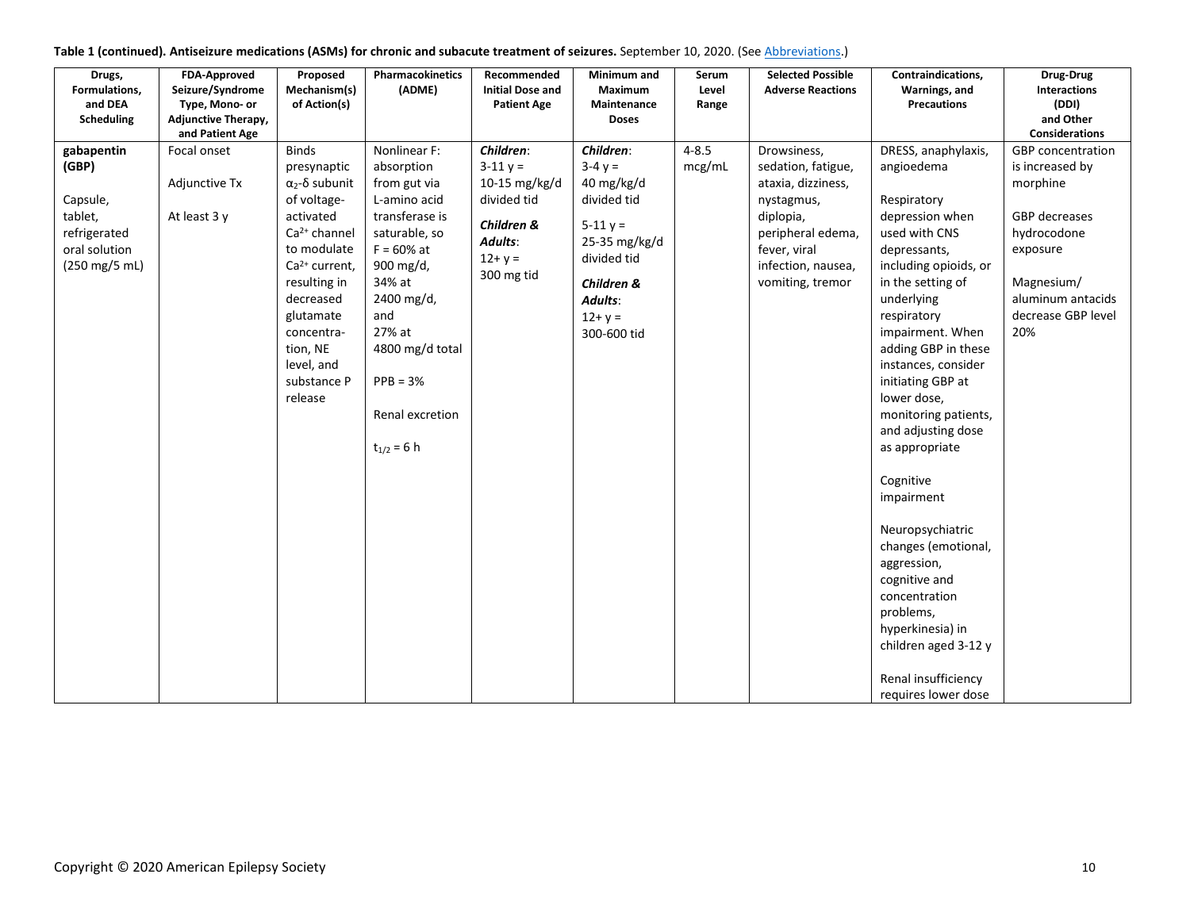**Table 1 (continued). Antiseizure medications (ASMs) for chronic and subacute treatment of seizures.** September 10, 2020. (See Abbreviations.)

| Drugs, Formulations, and DEA Scheduling | FDA-Approved Seizure/Syndrome Type, Mono- or Adjunctive Therapy, and Patient Age | Proposed Mechanism(s) of Action(s) | Pharmacokinetics (ADME) | Recommended Initial Dose and Patient Age | Minimum and Maximum Maintenance Doses | Serum Level Range | Selected Possible Adverse Reactions | Contraindications, Warnings, and Precautions | Drug-Drug Interactions (DDI) and Other Considerations |
|---|---|---|---|---|---|---|---|---|---|
| **gabapentin (GBP)**<br><br>Capsule, tablet, refrigerated oral solution (250 mg/5 mL) | Focal onset<br><br>Adjunctive Tx<br><br>At least 3 y | Binds presynaptic $\alpha_2$-δ subunit of voltage-activated $Ca^{2+}$ channel to modulate $Ca^{2+}$ current, resulting in decreased glutamate concentration, NE level, and substance P release | Nonlinear F: absorption from gut via L-amino acid transferase is saturable, so F = 60% at 900 mg/d, 34% at 2400 mg/d, and 27% at 4800 mg/d total<br><br>PPB = 3%<br><br>Renal excretion<br><br>$t_{1/2}$ = 6 h | ***Children***:<br>3-11 y = 10-15 mg/kg/d divided tid<br><br>***Children & Adults***:<br>12+ y = 300 mg tid | ***Children***:<br>3-4 y = 40 mg/kg/d divided tid<br><br>5-11 y = 25-35 mg/kg/d divided tid<br><br>***Children & Adults***:<br>12+ y = 300-600 tid | 4-8.5 mcg/mL | Drowsiness, sedation, fatigue, ataxia, dizziness, nystagmus, diplopia, peripheral edema, fever, viral infection, nausea, vomiting, tremor | DRESS, anaphylaxis, angioedema<br><br>Respiratory depression when used with CNS depressants, including opioids, or in the setting of underlying respiratory impairment. When adding GBP in these instances, consider initiating GBP at lower dose, monitoring patients, and adjusting dose as appropriate<br><br>Cognitive impairment<br><br>Neuropsychiatric changes (emotional, aggression, cognitive and concentration problems, hyperkinesia) in children aged 3-12 y<br><br>Renal insufficiency requires lower dose | GBP concentration is increased by morphine<br><br>GBP decreases hydrocodone exposure<br><br>Magnesium/ aluminum antacids decrease GBP level 20% |

Copyright © 2020 American Epilepsy Society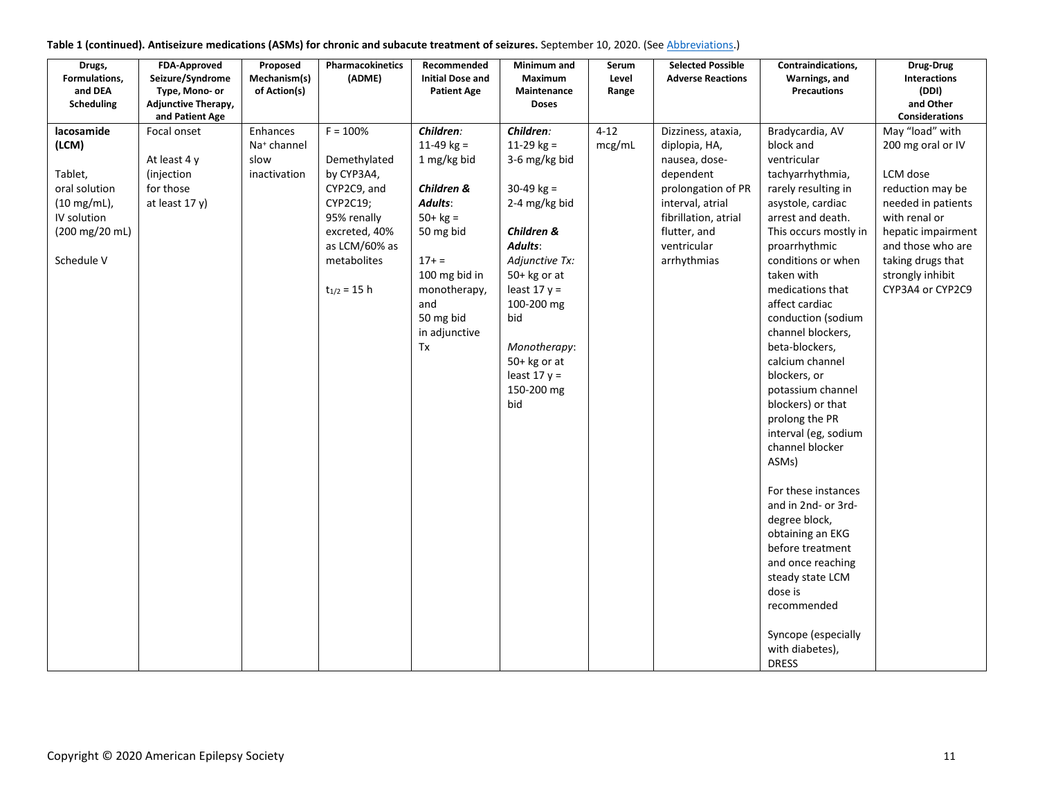**Table 1 (continued). Antiseizure medications (ASMs) for chronic and subacute treatment of seizures.** September 10, 2020. (See Abbreviations.)

| Drugs, Formulations, and DEA Scheduling | FDA-Approved Seizure/Syndrome Type, Mono- or Adjunctive Therapy, and Patient Age | Proposed Mechanism(s) of Action(s) | Pharmacokinetics (ADME) | Recommended Initial Dose and Patient Age | Minimum and Maximum Maintenance Doses | Serum Level Range | Selected Possible Adverse Reactions | Contraindications, Warnings, and Precautions | Drug-Drug Interactions (DDI) and Other Considerations |
|---|---|---|---|---|---|---|---|---|---|
| **lacosamide (LCM)**<br><br>Tablet, oral solution (10 mg/mL), IV solution (200 mg/20 mL)<br><br>Schedule V | Focal onset<br><br>At least 4 y (injection for those at least 17 y) | Enhances $Na^+$ channel slow inactivation | F = 100%<br><br>Demethylated by CYP3A4, CYP2C9, and CYP2C19; 95% renally excreted, 40% as LCM/60% as metabolites<br><br>$t_{1/2}$ = 15 h | ***Children**:*<br>11-49 kg = 1 mg/kg bid<br><br>***Children & Adults**:*<br>50+ kg = 50 mg bid<br><br>17+ = 100 mg bid in monotherapy, and 50 mg bid in adjunctive Tx | ***Children**:*<br>11-29 kg = 3-6 mg/kg bid<br><br>30-49 kg = 2-4 mg/kg bid<br><br>***Children & Adults**:*<br>*Adjunctive Tx:* 50+ kg or at least 17 y = 100-200 mg bid<br><br>*Monotherapy*: 50+ kg or at least 17 y = 150-200 mg bid | 4-12 mcg/mL | Dizziness, ataxia, diplopia, HA, nausea, dose-dependent prolongation of PR interval, atrial fibrillation, atrial flutter, and ventricular arrhythmias | Bradycardia, AV block and ventricular tachyarrhythmia, rarely resulting in asystole, cardiac arrest and death. This occurs mostly in proarrhythmic conditions or when taken with medications that affect cardiac conduction (sodium channel blockers, beta-blockers, calcium channel blockers, or potassium channel blockers) or that prolong the PR interval (eg, sodium channel blocker ASMs)<br><br>For these instances and in 2nd- or 3rd-degree block, obtaining an EKG before treatment and once reaching steady state LCM dose is recommended<br><br>Syncope (especially with diabetes), DRESS | May "load" with 200 mg oral or IV<br><br>LCM dose reduction may be needed in patients with renal or hepatic impairment and those who are taking drugs that strongly inhibit CYP3A4 or CYP2C9 |

Copyright © 2020 American Epilepsy Society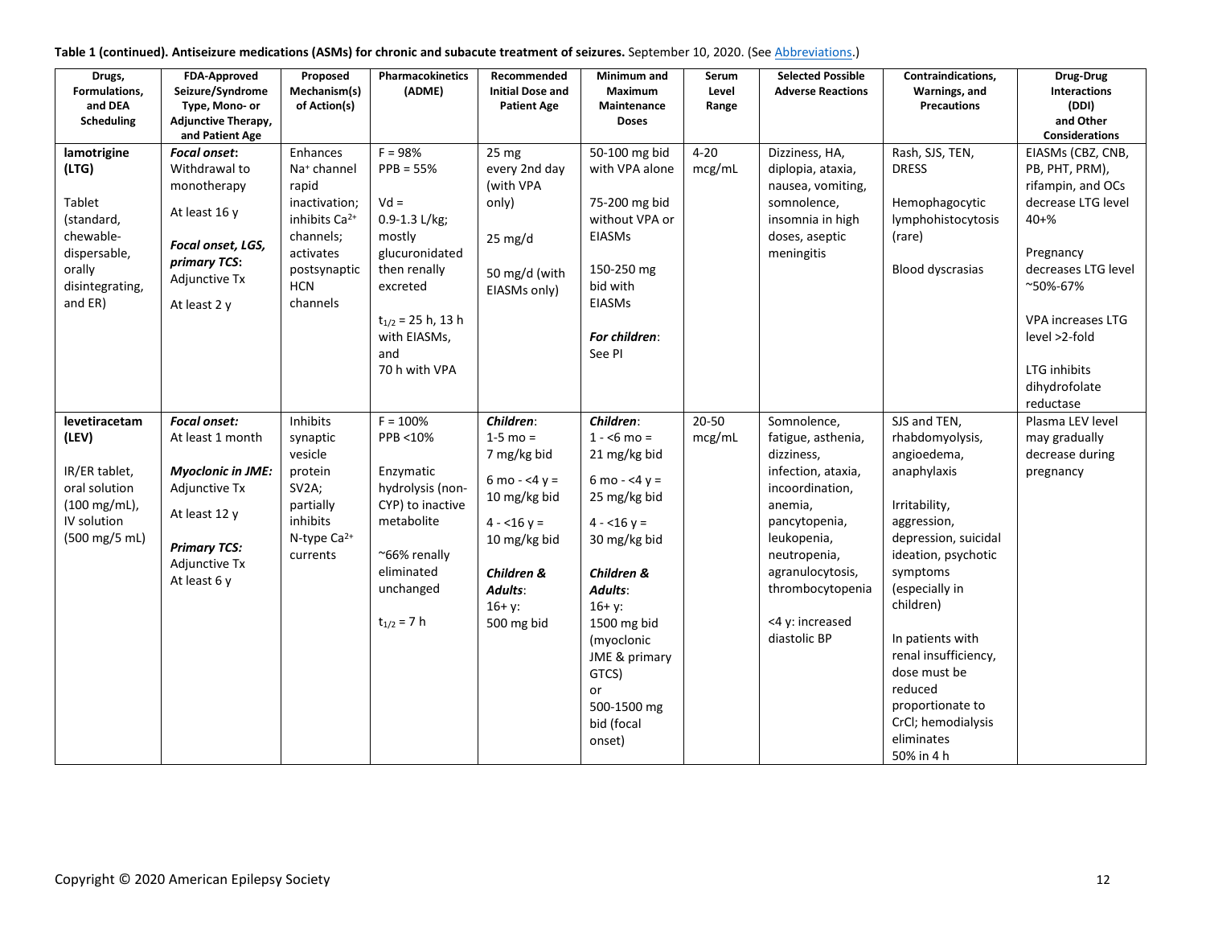**Table 1 (continued). Antiseizure medications (ASMs) for chronic and subacute treatment of seizures.** September 10, 2020. (See Abbreviations.)

| Drugs, Formulations, and DEA Scheduling | FDA-Approved Seizure/Syndrome Type, Mono- or Adjunctive Therapy, and Patient Age | Proposed Mechanism(s) of Action(s) | Pharmacokinetics (ADME) | Recommended Initial Dose and Patient Age | Minimum and Maximum Maintenance Doses | Serum Level Range | Selected Possible Adverse Reactions | Contraindications, Warnings, and Precautions | Drug-Drug Interactions (DDI) and Other Considerations |
|---|---|---|---|---|---|---|---|---|---|
| **lamotrigine (LTG)**<br><br>Tablet (standard, chewable-dispersable, orally disintegrating, and ER) | ***Focal onset*:** Withdrawal to monotherapy<br><br>At least 16 y<br><br>***Focal onset, LGS, primary TCS*:** Adjunctive Tx<br><br>At least 2 y | Enhances $Na^+$ channel rapid inactivation; inhibits $Ca^{2+}$ channels; activates postsynaptic HCN channels | F = 98%<br>PPB = 55%<br><br>Vd = 0.9-1.3 L/kg; mostly glucuronidated then renally excreted<br><br>$t_{1/2}$ = 25 h, 13 h with EIASMs, and 70 h with VPA | 25 mg every 2nd day (with VPA only)<br><br>25 mg/d<br><br>50 mg/d (with EIASMs only) | 50-100 mg bid with VPA alone<br><br>75-200 mg bid without VPA or EIASMs<br><br>150-250 mg bid with EIASMs<br><br>***For children*:** See PI | 4-20 mcg/mL | Dizziness, HA, diplopia, ataxia, nausea, vomiting, somnolence, insomnia in high doses, aseptic meningitis | Rash, SJS, TEN, DRESS<br><br>Hemophagocytic lymphohistocytosis (rare)<br><br>Blood dyscrasias | EIASMs (CBZ, CNB, PB, PHT, PRM), rifampin, and OCs decrease LTG level 40+%<br><br>Pregnancy decreases LTG level ~50%-67%<br><br>VPA increases LTG level >2-fold<br><br>LTG inhibits dihydrofolate reductase |
| **levetiracetam (LEV)**<br><br>IR/ER tablet, oral solution (100 mg/mL), IV solution (500 mg/5 mL) | ***Focal onset:*** At least 1 month<br><br>***Myoclonic in JME:*** Adjunctive Tx<br><br>At least 12 y<br><br>***Primary TCS:*** Adjunctive Tx<br>At least 6 y | Inhibits synaptic vesicle protein SV2A; partially inhibits N-type $Ca^{2+}$ currents | F = 100%<br>PPB <10%<br><br>Enzymatic hydrolysis (non-CYP) to inactive metabolite<br><br>~66% renally eliminated unchanged<br><br>$t_{1/2}$ = 7 h | ***Children*:**<br>1-5 mo = 7 mg/kg bid<br><br>6 mo - <4 y = 10 mg/kg bid<br><br>4 - <16 y = 10 mg/kg bid<br><br>***Children & Adults*:**<br>16+ y:<br>500 mg bid | ***Children*:**<br>1 - <6 mo = 21 mg/kg bid<br><br>6 mo - <4 y = 25 mg/kg bid<br><br>4 - <16 y = 30 mg/kg bid<br><br>***Children & Adults*:**<br>16+ y:<br>1500 mg bid (myoclonic JME & primary GTCS)<br>or<br>500-1500 mg bid (focal onset) | 20-50 mcg/mL | Somnolence, fatigue, asthenia, dizziness, infection, ataxia, incoordination, anemia, pancytopenia, leukopenia, neutropenia, agranulocytosis, thrombocytopenia<br><br><4 y: increased diastolic BP | SJS and TEN, rhabdomyolysis, angioedema, anaphylaxis<br><br>Irritability, aggression, depression, suicidal ideation, psychotic symptoms (especially in children)<br><br>In patients with renal insufficiency, dose must be reduced proportionate to CrCl; hemodialysis eliminates 50% in 4 h | Plasma LEV level may gradually decrease during pregnancy |

Copyright © 2020 American Epilepsy Society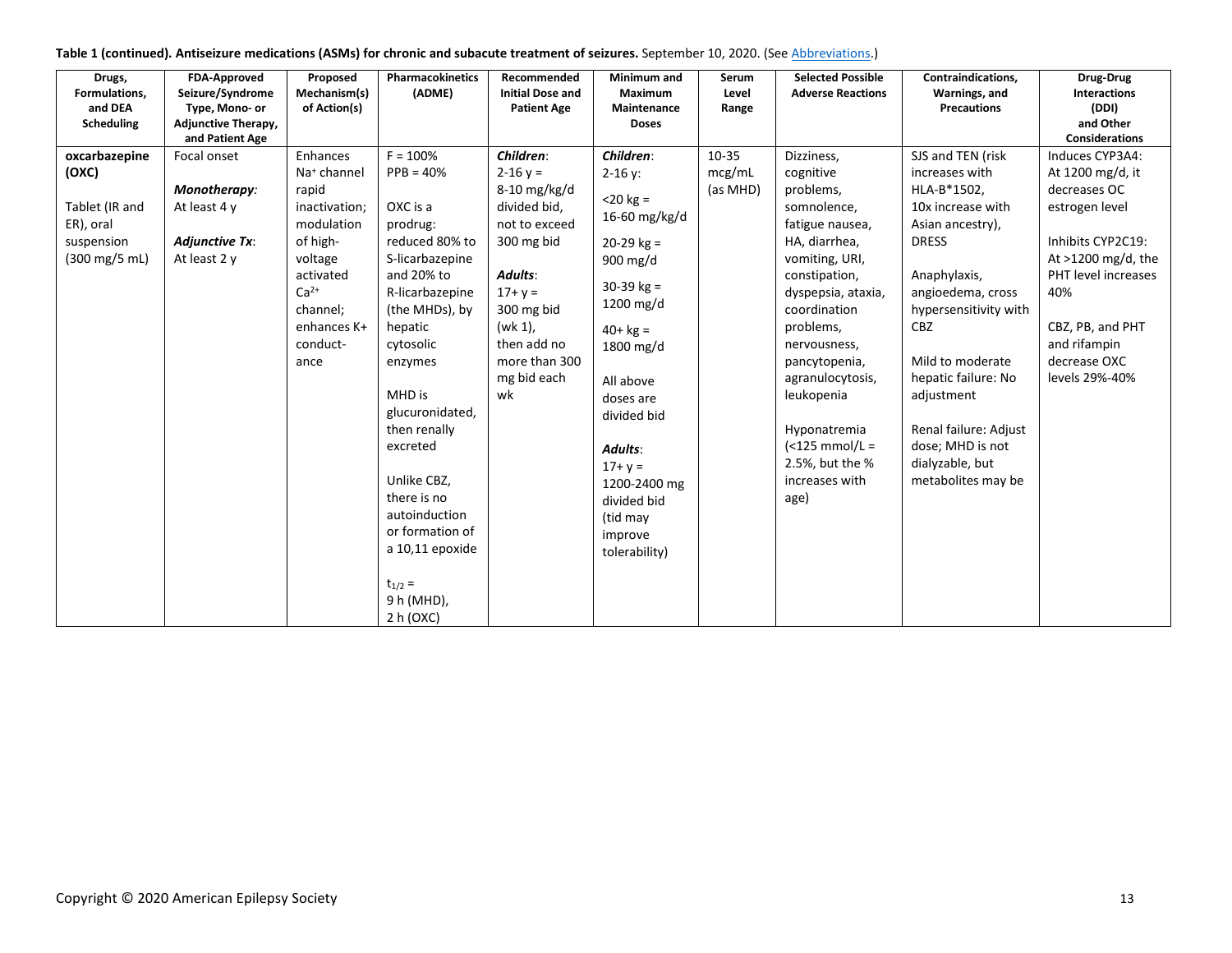**Table 1 (continued). Antiseizure medications (ASMs) for chronic and subacute treatment of seizures.** September 10, 2020. (See Abbreviations.)

| Drugs, Formulations, and DEA Scheduling | FDA-Approved Seizure/Syndrome Type, Mono- or Adjunctive Therapy, and Patient Age | Proposed Mechanism(s) of Action(s) | Pharmacokinetics (ADME) | Recommended Initial Dose and Patient Age | Minimum and Maximum Maintenance Doses | Serum Level Range | Selected Possible Adverse Reactions | Contraindications, Warnings, and Precautions | Drug-Drug Interactions (DDI) and Other Considerations |
|---|---|---|---|---|---|---|---|---|---|
| **oxcarbazepine (OXC)**<br><br>Tablet (IR and ER), oral suspension (300 mg/5 mL) | Focal onset<br><br>***Monotherapy:*** At least 4 y<br><br>***Adjunctive Tx*:** At least 2 y | Enhances $Na^+$ channel rapid inactivation; modulation of high-voltage activated $Ca^{2+}$ channel; enhances K+ conductance | F = 100%<br>PPB = 40%<br><br>OXC is a prodrug: reduced 80% to S-licarbazepine and 20% to R-licarbazepine (the MHDs), by hepatic cytosolic enzymes<br><br>MHD is glucuronidated, then renally excreted<br><br>Unlike CBZ, there is no autoinduction or formation of a 10,11 epoxide<br><br>$t_{1/2}$ = 9 h (MHD), 2 h (OXC) | ***Children*:** 2-16 y = 8-10 mg/kg/d divided bid, not to exceed 300 mg bid<br><br>***Adults*:** 17+ y = 300 mg bid (wk 1), then add no more than 300 mg bid each wk | ***Children*:** 2-16 y:<br><br><20 kg = 16-60 mg/kg/d<br><br>20-29 kg = 900 mg/d<br><br>30-39 kg = 1200 mg/d<br><br>40+ kg = 1800 mg/d<br><br>All above doses are divided bid<br><br>***Adults*:** 17+ y = 1200-2400 mg divided bid (tid may improve tolerability) | 10-35 mcg/mL (as MHD) | Dizziness, cognitive problems, somnolence, fatigue nausea, HA, diarrhea, vomiting, URI, constipation, dyspepsia, ataxia, coordination problems, nervousness, pancytopenia, agranulocytosis, leukopenia<br><br>Hyponatremia (<125 mmol/L = 2.5%, but the % increases with age) | SJS and TEN (risk increases with HLA-B*1502, 10x increase with Asian ancestry), DRESS<br><br>Anaphylaxis, angioedema, cross hypersensitivity with CBZ<br><br>Mild to moderate hepatic failure: No adjustment<br><br>Renal failure: Adjust dose; MHD is not dialyzable, but metabolites may be | Induces CYP3A4: At 1200 mg/d, it decreases OC estrogen level<br><br>Inhibits CYP2C19: At >1200 mg/d, the PHT level increases 40%<br><br>CBZ, PB, and PHT and rifampin decrease OXC levels 29%-40% |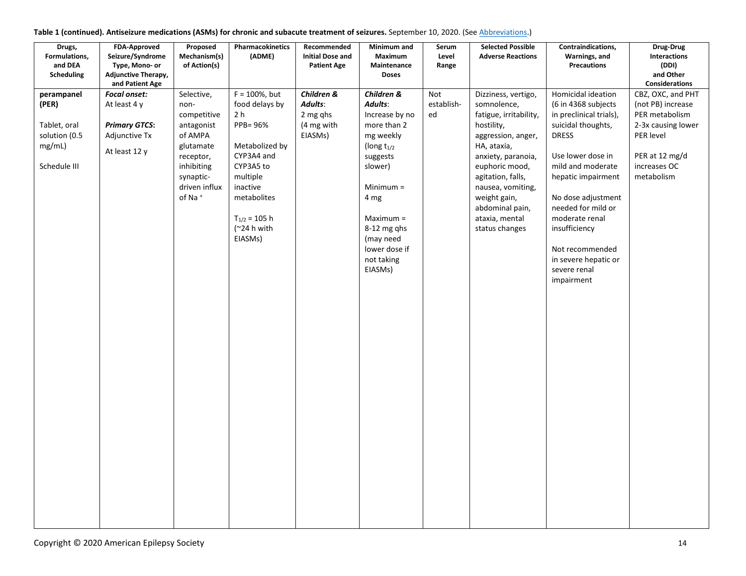**Table 1 (continued). Antiseizure medications (ASMs) for chronic and subacute treatment of seizures.** September 10, 2020. (See Abbreviations.)

| Drugs, Formulations, and DEA Scheduling | FDA-Approved Seizure/Syndrome Type, Mono- or Adjunctive Therapy, and Patient Age | Proposed Mechanism(s) of Action(s) | Pharmacokinetics (ADME) | Recommended Initial Dose and Patient Age | Minimum and Maximum Maintenance Doses | Serum Level Range | Selected Possible Adverse Reactions | Contraindications, Warnings, and Precautions | Drug-Drug Interactions (DDI) and Other Considerations |
|---|---|---|---|---|---|---|---|---|---|
| **perampanel (PER)**<br><br>Tablet, oral solution (0.5 mg/mL)<br><br>Schedule III | ***Focal onset:***<br>At least 4 y<br><br>***Primary GTCS*:**<br>Adjunctive Tx<br><br>At least 12 y | Selective, non-competitive antagonist of AMPA glutamate receptor, inhibiting synaptic-driven influx of $Na^+$ | F = 100%, but food delays by 2 h<br>PPB= 96%<br><br>Metabolized by CYP3A4 and CYP3A5 to multiple inactive metabolites<br><br>$T_{1/2}$ = 105 h (~24 h with EIASMs) | ***Children & Adults***:<br>2 mg qhs<br>(4 mg with EIASMs) | ***Children & Adults***:<br>Increase by no more than 2 mg weekly (long $t_{1/2}$ suggests slower)<br><br>Minimum = 4 mg<br><br>Maximum = 8-12 mg qhs (may need lower dose if not taking EIASMs) | Not establish-ed | Dizziness, vertigo, somnolence, fatigue, irritability, hostility, aggression, anger, HA, ataxia, anxiety, paranoia, euphoric mood, agitation, falls, nausea, vomiting, weight gain, abdominal pain, ataxia, mental status changes | Homicidal ideation (6 in 4368 subjects in preclinical trials), suicidal thoughts, DRESS<br><br>Use lower dose in mild and moderate hepatic impairment<br><br>No dose adjustment needed for mild or moderate renal insufficiency<br><br>Not recommended in severe hepatic or severe renal impairment | CBZ, OXC, and PHT (not PB) increase PER metabolism 2-3x causing lower PER level<br><br>PER at 12 mg/d increases OC metabolism |

Copyright © 2020 American Epilepsy Society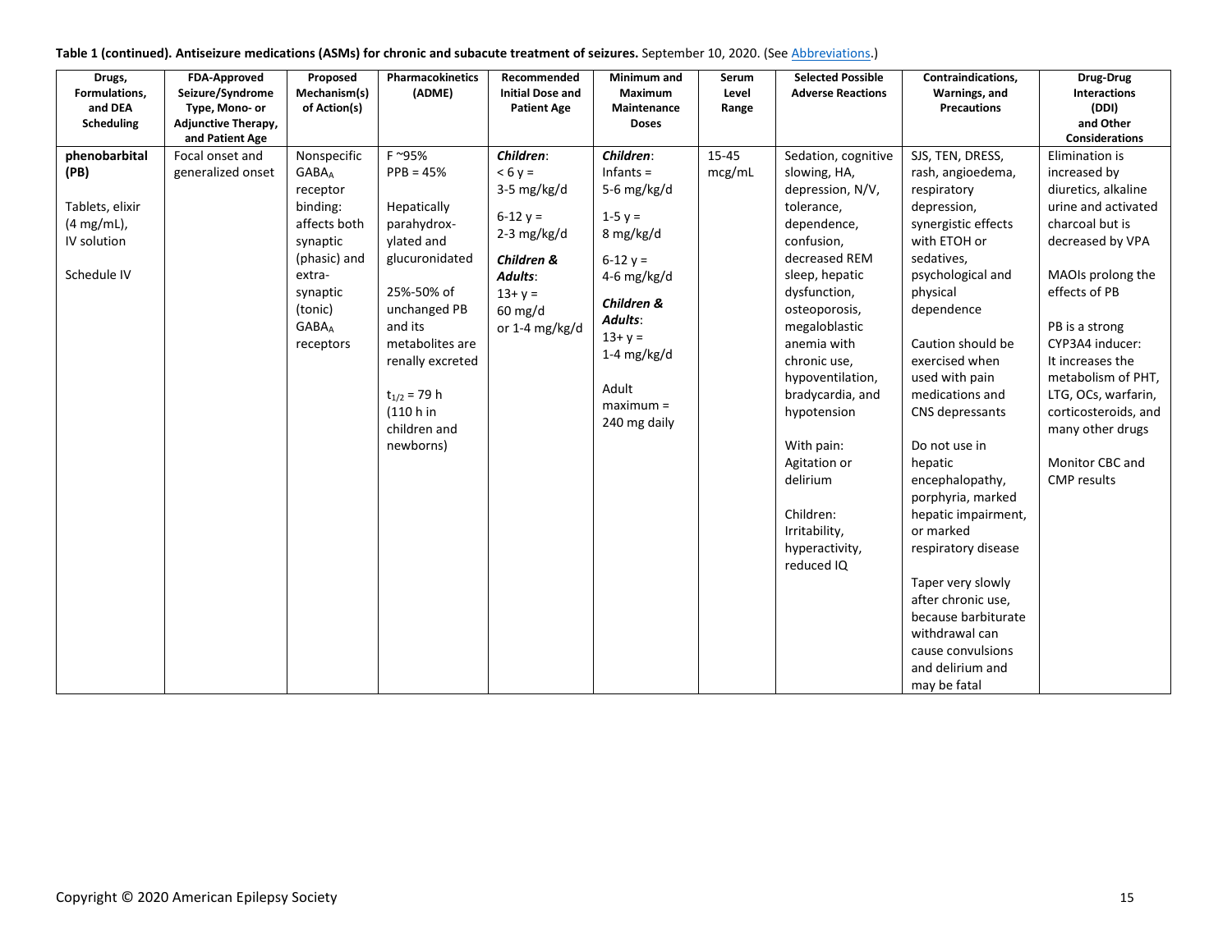**Table 1 (continued). Antiseizure medications (ASMs) for chronic and subacute treatment of seizures.** September 10, 2020. (See Abbreviations.)

| Drugs, Formulations, and DEA Scheduling | FDA-Approved Seizure/Syndrome Type, Mono- or Adjunctive Therapy, and Patient Age | Proposed Mechanism(s) of Action(s) | Pharmacokinetics (ADME) | Recommended Initial Dose and Patient Age | Minimum and Maximum Maintenance Doses | Serum Level Range | Selected Possible Adverse Reactions | Contraindications, Warnings, and Precautions | Drug-Drug Interactions (DDI) and Other Considerations |
|---|---|---|---|---|---|---|---|---|---|
| **phenobarbital (PB)**<br><br>Tablets, elixir (4 mg/mL), IV solution<br><br>Schedule IV | Focal onset and generalized onset | Nonspecific $GABA_A$ receptor binding: affects both synaptic (phasic) and extra-synaptic (tonic) $GABA_A$ receptors | F ~95%<br>PPB = 45%<br><br>Hepatically parahydrox-ylated and glucuronidated<br><br>25%-50% of unchanged PB and its metabolites are renally excreted<br><br>$t_{1/2}$ = 79 h (110 h in children and newborns) | ***Children***:<br>< 6 y = 3-5 mg/kg/d<br><br>6-12 y = 2-3 mg/kg/d<br><br>***Children & Adults***:<br>13+ y = 60 mg/d or 1-4 mg/kg/d | ***Children***:<br>Infants = 5-6 mg/kg/d<br><br>1-5 y = 8 mg/kg/d<br><br>6-12 y = 4-6 mg/kg/d<br><br>***Children & Adults***:<br>13+ y = 1-4 mg/kg/d<br><br>Adult maximum = 240 mg daily | 15-45 mcg/mL | Sedation, cognitive slowing, HA, depression, N/V, tolerance, dependence, confusion, decreased REM sleep, hepatic dysfunction, osteoporosis, megaloblastic anemia with chronic use, hypoventilation, bradycardia, and hypotension<br><br>With pain: Agitation or delirium<br><br>Children: Irritability, hyperactivity, reduced IQ | SJS, TEN, DRESS, rash, angioedema, respiratory depression, synergistic effects with ETOH or sedatives, psychological and physical dependence<br><br>Caution should be exercised when used with pain medications and CNS depressants<br><br>Do not use in hepatic encephalopathy, porphyria, marked hepatic impairment, or marked respiratory disease<br><br>Taper very slowly after chronic use, because barbiturate withdrawal can cause convulsions and delirium and may be fatal | Elimination is increased by diuretics, alkaline urine and activated charcoal but is decreased by VPA<br><br>MAOIs prolong the effects of PB<br><br>PB is a strong CYP3A4 inducer: It increases the metabolism of PHT, LTG, OCs, warfarin, corticosteroids, and many other drugs<br><br>Monitor CBC and CMP results |

Copyright © 2020 American Epilepsy Society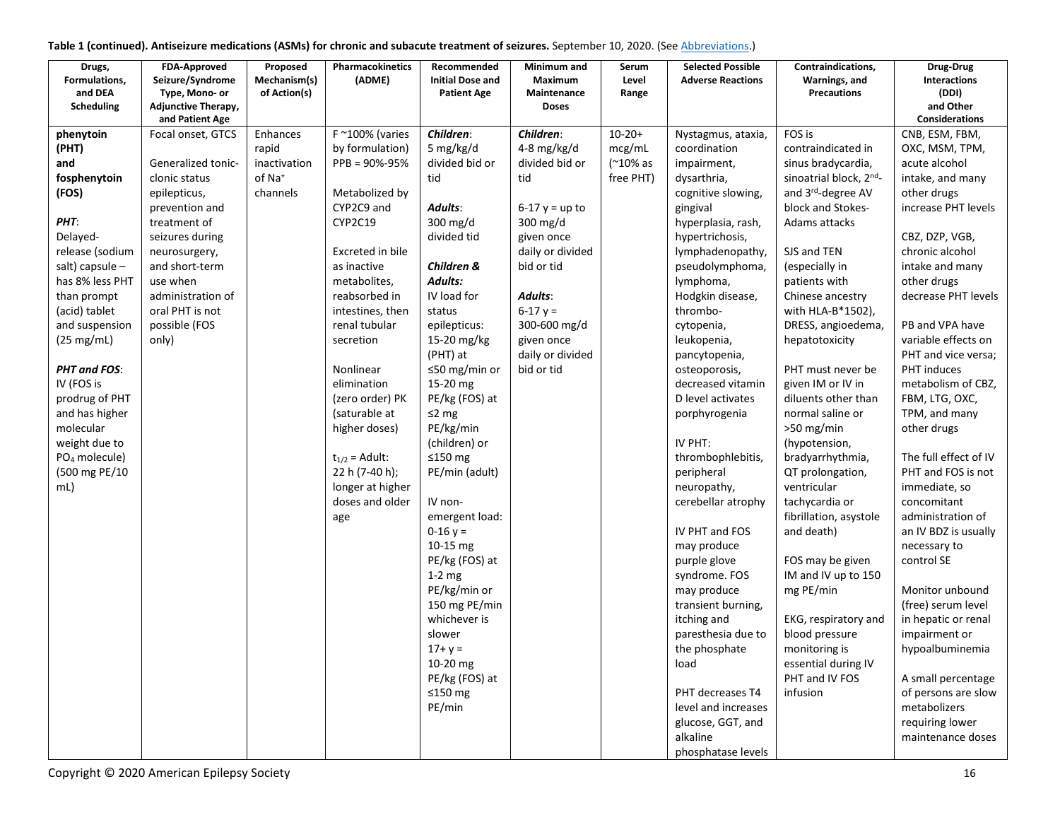**Table 1 (continued). Antiseizure medications (ASMs) for chronic and subacute treatment of seizures.** September 10, 2020. (See Abbreviations.)

| Drugs, Formulations, and DEA Scheduling | FDA-Approved Seizure/Syndrome Type, Mono- or Adjunctive Therapy, and Patient Age | Proposed Mechanism(s) of Action(s) | Pharmacokinetics (ADME) | Recommended Initial Dose and Patient Age | Minimum and Maximum Maintenance Doses | Serum Level Range | Selected Possible Adverse Reactions | Contraindications, Warnings, and Precautions | Drug-Drug Interactions (DDI) and Other Considerations |
|---|---|---|---|---|---|---|---|---|---|
| **phenytoin (PHT) and fosphenytoin (FOS)**<br><br>***PHT***:<br>Delayed-release (sodium salt) capsule – has 8% less PHT than prompt (acid) tablet and suspension (25 mg/mL)<br><br>***PHT and FOS***:<br>IV (FOS is prodrug of PHT and has higher molecular weight due to $PO_4$ molecule) (500 mg PE/10 mL) | Focal onset, GTCS<br><br>Generalized tonic-clonic status epilepticus, prevention and treatment of seizures during neurosurgery, and short-term use when administration of oral PHT is not possible (FOS only) | Enhances rapid inactivation of $Na^+$ channels | F ~100% (varies by formulation) PPB = 90%-95%<br><br>Metabolized by CYP2C9 and CYP2C19<br><br>Excreted in bile as inactive metabolites, reabsorbed in intestines, then renal tubular secretion<br><br>Nonlinear elimination (zero order) PK (saturable at higher doses)<br><br>$t_{1/2}$ = Adult: 22 h (7-40 h); longer at higher doses and older age | ***Children***:<br>5 mg/kg/d divided bid or tid<br><br>***Adults***:<br>300 mg/d divided tid<br><br>***Children & Adults:***<br>IV load for status epilepticus: 15-20 mg/kg (PHT) at ≤50 mg/min or 15-20 mg PE/kg (FOS) at ≤2 mg PE/kg/min (children) or ≤150 mg PE/min (adult)<br><br>IV non-emergent load:<br>0-16 y = 10-15 mg PE/kg (FOS) at 1-2 mg PE/kg/min or 150 mg PE/min whichever is slower<br>17+ y = 10-20 mg PE/kg (FOS) at ≤150 mg PE/min | ***Children***:<br>4-8 mg/kg/d divided bid or tid<br><br>6-17 y = up to 300 mg/d given once daily or divided bid or tid<br><br>***Adults***:<br>6-17 y = 300-600 mg/d given once daily or divided bid or tid | 10-20+ mcg/mL (~10% as free PHT) | Nystagmus, ataxia, coordination impairment, dysarthria, cognitive slowing, gingival hyperplasia, rash, hypertrichosis, lymphadenopathy, pseudolymphoma, lymphoma, Hodgkin disease, thrombo-cytopenia, leukopenia, pancytopenia, osteoporosis, decreased vitamin D level activates porphyrogenia<br><br>IV PHT: thrombophlebitis, peripheral neuropathy, cerebellar atrophy<br><br>IV PHT and FOS may produce purple glove syndrome. FOS may produce transient burning, itching and paresthesia due to the phosphate load<br><br>PHT decreases T4 level and increases glucose, GGT, and alkaline phosphatase levels | FOS is contraindicated in sinus bradycardia, sinoatrial block, 2nd- and 3rd-degree AV block and Stokes-Adams attacks<br><br>SJS and TEN (especially in patients with Chinese ancestry with HLA-B*1502), DRESS, angioedema, hepatotoxicity<br><br>PHT must never be given IM or IV in diluents other than normal saline or >50 mg/min (hypotension, bradyarrhythmia, QT prolongation, ventricular tachycardia or fibrillation, asystole and death)<br><br>FOS may be given IM and IV up to 150 mg PE/min<br><br>EKG, respiratory and blood pressure monitoring is essential during IV PHT and IV FOS infusion | CNB, ESM, FBM, OXC, MSM, TPM, acute alcohol intake, and many other drugs increase PHT levels<br><br>CBZ, DZP, VGB, chronic alcohol intake and many other drugs decrease PHT levels<br><br>PB and VPA have variable effects on PHT and vice versa; PHT induces metabolism of CBZ, FBM, LTG, OXC, TPM, and many other drugs<br><br>The full effect of IV PHT and FOS is not immediate, so concomitant administration of an IV BDZ is usually necessary to control SE<br><br>Monitor unbound (free) serum level in hepatic or renal impairment or hypoalbuminemia<br><br>A small percentage of persons are slow metabolizers requiring lower maintenance doses |

Copyright © 2020 American Epilepsy Society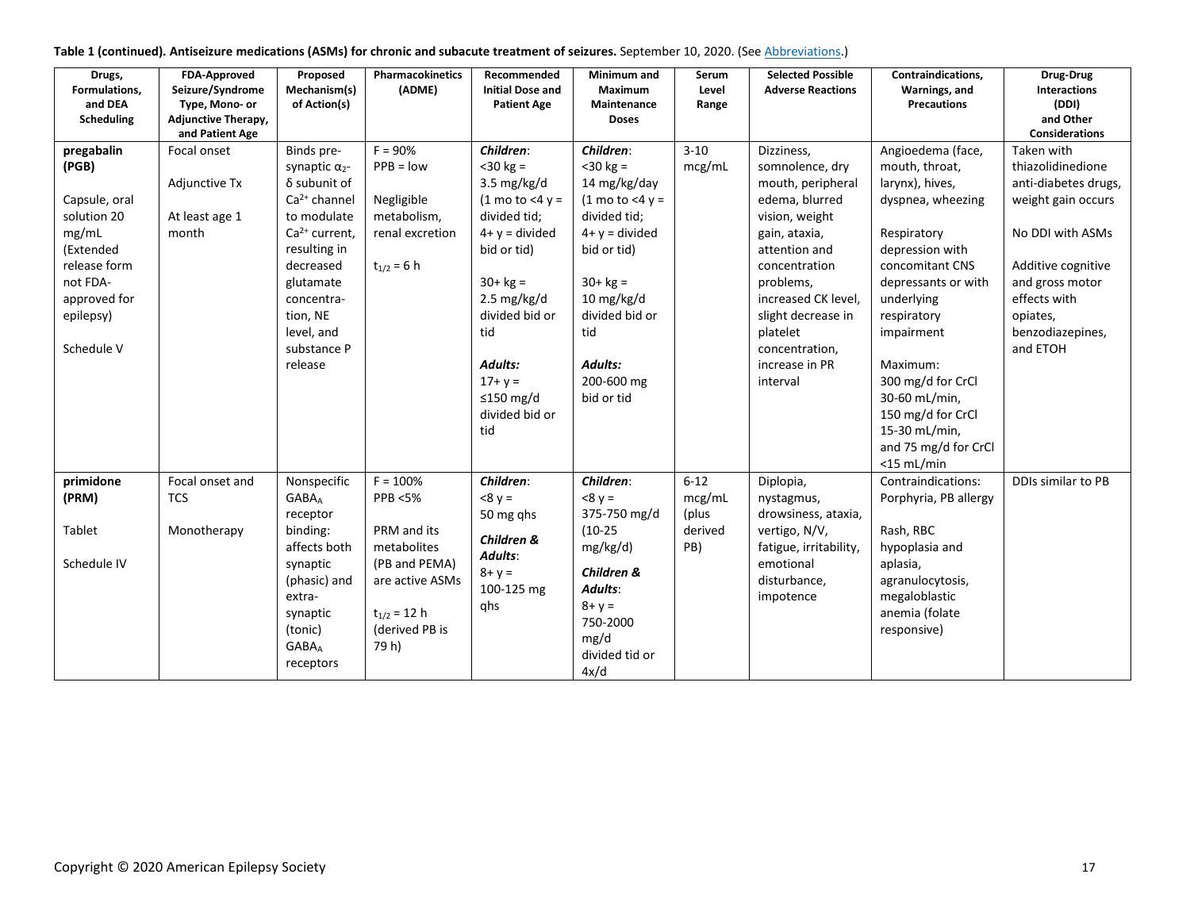**Table 1 (continued). Antiseizure medications (ASMs) for chronic and subacute treatment of seizures.** September 10, 2020. (See Abbreviations.)

| Drugs, Formulations, and DEA Scheduling | FDA-Approved Seizure/Syndrome Type, Mono- or Adjunctive Therapy, and Patient Age | Proposed Mechanism(s) of Action(s) | Pharmacokinetics (ADME) | Recommended Initial Dose and Patient Age | Minimum and Maximum Maintenance Doses | Serum Level Range | Selected Possible Adverse Reactions | Contraindications, Warnings, and Precautions | Drug-Drug Interactions (DDI) and Other Considerations |
|---|---|---|---|---|---|---|---|---|---|
| **pregabalin (PGB)**<br><br>Capsule, oral solution 20 mg/mL (Extended release form not FDA-approved for epilepsy)<br><br>Schedule V | Focal onset<br><br>Adjunctive Tx<br><br>At least age 1 month | Binds pre-synaptic $\alpha_2$-δ subunit of $Ca^{2+}$ channel to modulate $Ca^{2+}$ current, resulting in decreased glutamate concentration, NE level, and substance P release | F = 90%<br>PPB = low<br><br>Negligible metabolism, renal excretion<br><br>$t_{1/2}$ = 6 h | ***Children***:<br><30 kg = 3.5 mg/kg/d (1 mo to <4 y = divided tid; 4+ y = divided bid or tid)<br><br>30+ kg = 2.5 mg/kg/d divided bid or tid<br><br>***Adults:***<br>17+ y = ≤150 mg/d divided bid or tid | ***Children***:<br><30 kg = 14 mg/kg/day (1 mo to <4 y = divided tid; 4+ y = divided bid or tid)<br><br>30+ kg = 10 mg/kg/d divided bid or tid<br><br>***Adults:***<br>200-600 mg bid or tid | 3-10 mcg/mL | Dizziness, somnolence, dry mouth, peripheral edema, blurred vision, weight gain, ataxia, attention and concentration problems, increased CK level, slight decrease in platelet concentration, increase in PR interval | Angioedema (face, mouth, throat, larynx), hives, dyspnea, wheezing<br><br>Respiratory depression with concomitant CNS depressants or with underlying respiratory impairment<br><br>Maximum:<br>300 mg/d for CrCl 30-60 mL/min,<br>150 mg/d for CrCl 15-30 mL/min,<br>and 75 mg/d for CrCl <15 mL/min | Taken with thiazolidinedione anti-diabetes drugs, weight gain occurs<br><br>No DDI with ASMs<br><br>Additive cognitive and gross motor effects with opiates, benzodiazepines, and ETOH |
| **primidone (PRM)**<br><br>Tablet<br><br>Schedule IV | Focal onset and TCS<br><br>Monotherapy | Nonspecific $GABA_A$ receptor binding: affects both synaptic (phasic) and extra-synaptic (tonic) $GABA_A$ receptors | F = 100%<br>PPB <5%<br><br>PRM and its metabolites (PB and PEMA) are active ASMs<br><br>$t_{1/2}$ = 12 h (derived PB is 79 h) | ***Children***:<br><8 y = 50 mg qhs<br><br>***Children & Adults***:<br>8+ y = 100-125 mg qhs | ***Children***:<br><8 y = 375-750 mg/d (10-25 mg/kg/d)<br><br>***Children & Adults***:<br>8+ y = 750-2000 mg/d divided tid or 4x/d | 6-12 mcg/mL (plus derived PB) | Diplopia, nystagmus, drowsiness, ataxia, vertigo, N/V, fatigue, irritability, emotional disturbance, impotence | Contraindications: Porphyria, PB allergy<br><br>Rash, RBC hypoplasia and aplasia, agranulocytosis, megaloblastic anemia (folate responsive) | DDIs similar to PB |

Copyright © 2020 American Epilepsy Society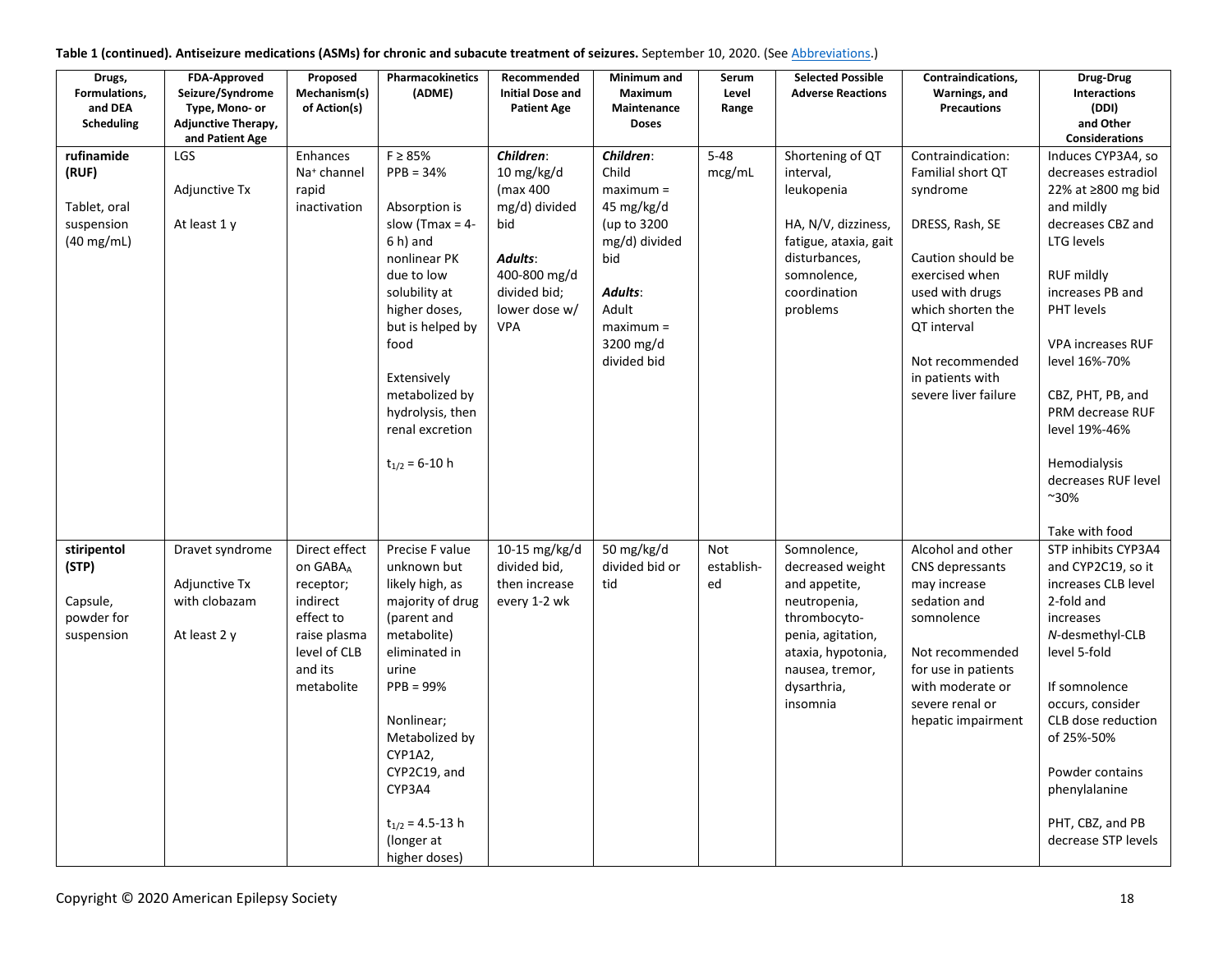**Table 1 (continued). Antiseizure medications (ASMs) for chronic and subacute treatment of seizures.** September 10, 2020. (See Abbreviations.)

| Drugs, Formulations, and DEA Scheduling | FDA-Approved Seizure/Syndrome Type, Mono- or Adjunctive Therapy, and Patient Age | Proposed Mechanism(s) of Action(s) | Pharmacokinetics (ADME) | Recommended Initial Dose and Patient Age | Minimum and Maximum Maintenance Doses | Serum Level Range | Selected Possible Adverse Reactions | Contraindications, Warnings, and Precautions | Drug-Drug Interactions (DDI) and Other Considerations |
|---|---|---|---|---|---|---|---|---|---|
| **rufinamide (RUF)**<br><br>Tablet, oral suspension (40 mg/mL) | LGS<br><br>Adjunctive Tx<br><br>At least 1 y | Enhances $Na^+$ channel rapid inactivation | F ≥ 85%<br>PPB = 34%<br><br>Absorption is slow (Tmax = 4-6 h) and nonlinear PK due to low solubility at higher doses, but is helped by food<br><br>Extensively metabolized by hydrolysis, then renal excretion<br><br>$t_{1/2}$ = 6-10 h | ***Children***:<br>10 mg/kg/d (max 400 mg/d) divided bid<br><br>***Adults***:<br>400-800 mg/d divided bid; lower dose w/ VPA | ***Children***:<br>Child maximum = 45 mg/kg/d (up to 3200 mg/d) divided bid<br><br>***Adults***:<br>Adult maximum = 3200 mg/d divided bid | 5-48 mcg/mL | Shortening of QT interval, leukopenia<br><br>HA, N/V, dizziness, fatigue, ataxia, gait disturbances, somnolence, coordination problems | Contraindication: Familial short QT syndrome<br><br>DRESS, Rash, SE<br><br>Caution should be exercised when used with drugs which shorten the QT interval<br><br>Not recommended in patients with severe liver failure | Induces CYP3A4, so decreases estradiol 22% at ≥800 mg bid and mildly decreases CBZ and LTG levels<br><br>RUF mildly increases PB and PHT levels<br><br>VPA increases RUF level 16%-70%<br><br>CBZ, PHT, PB, and PRM decrease RUF level 19%-46%<br><br>Hemodialysis decreases RUF level ~30%<br><br>Take with food |
| **stiripentol (STP)**<br><br>Capsule, powder for suspension | Dravet syndrome<br><br>Adjunctive Tx with clobazam<br><br>At least 2 y | Direct effect on $GABA_A$ receptor; indirect effect to raise plasma level of CLB and its metabolite | Precise F value unknown but likely high, as majority of drug (parent and metabolite) eliminated in urine<br>PPB = 99%<br><br>Nonlinear; Metabolized by CYP1A2, CYP2C19, and CYP3A4<br><br>$t_{1/2}$ = 4.5-13 h (longer at higher doses) | 10-15 mg/kg/d divided bid, then increase every 1-2 wk | 50 mg/kg/d divided bid or tid | Not established | Somnolence, decreased weight and appetite, neutropenia, thrombocytopenia, agitation, ataxia, hypotonia, nausea, tremor, dysarthria, insomnia | Alcohol and other CNS depressants may increase sedation and somnolence<br><br>Not recommended for use in patients with moderate or severe renal or hepatic impairment | STP inhibits CYP3A4 and CYP2C19, so it increases CLB level 2-fold and increases *N*-desmethyl-CLB level 5-fold<br><br>If somnolence occurs, consider CLB dose reduction of 25%-50%<br><br>Powder contains phenylalanine<br><br>PHT, CBZ, and PB decrease STP levels |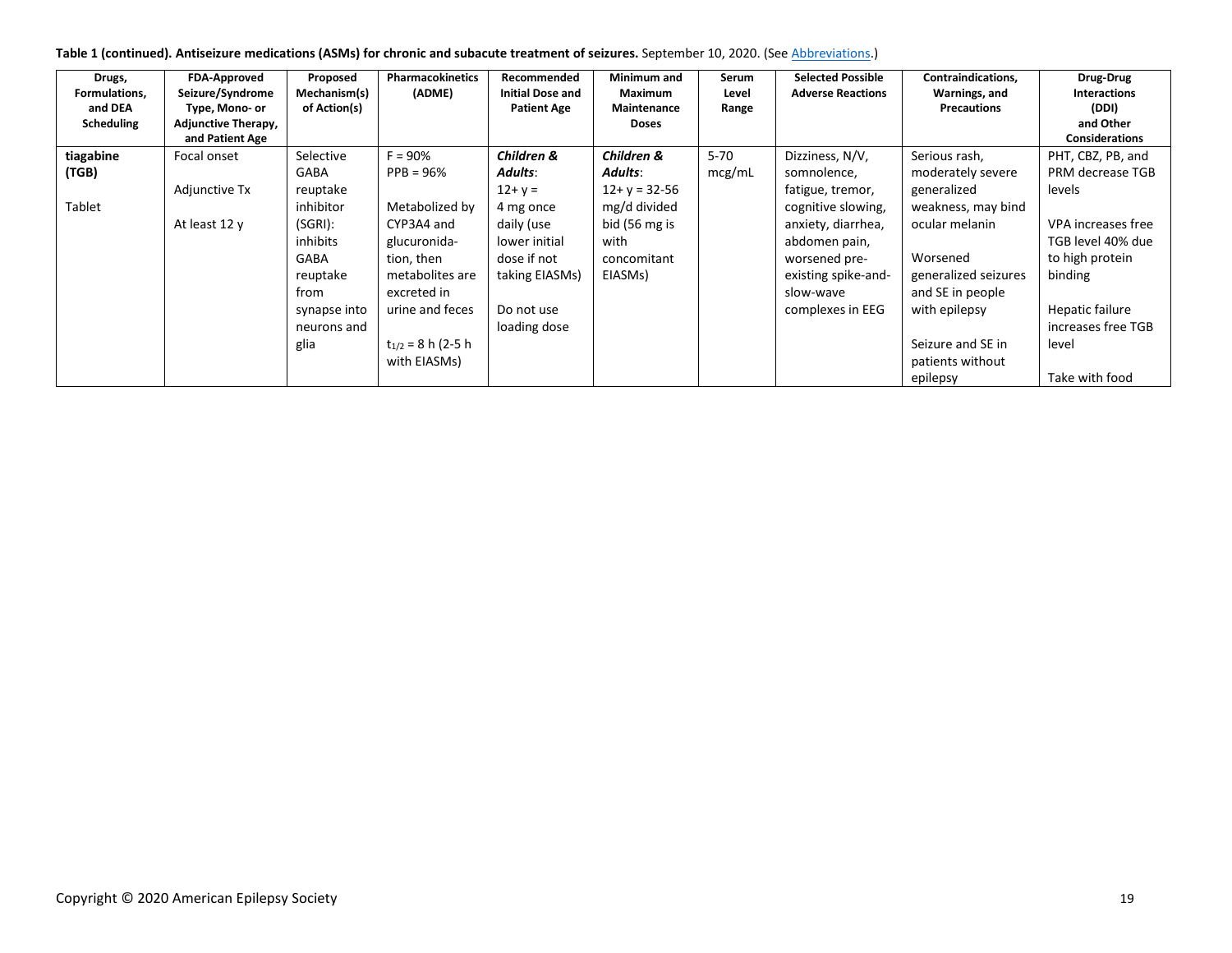**Table 1 (continued). Antiseizure medications (ASMs) for chronic and subacute treatment of seizures.** September 10, 2020. (See Abbreviations.)

| Drugs, Formulations, and DEA Scheduling | FDA-Approved Seizure/Syndrome Type, Mono- or Adjunctive Therapy, and Patient Age | Proposed Mechanism(s) of Action(s) | Pharmacokinetics (ADME) | Recommended Initial Dose and Patient Age | Minimum and Maximum Maintenance Doses | Serum Level Range | Selected Possible Adverse Reactions | Contraindications, Warnings, and Precautions | Drug-Drug Interactions (DDI) and Other Considerations |
|---|---|---|---|---|---|---|---|---|---|
| **tiagabine (TGB)**<br><br>Tablet | Focal onset<br><br>Adjunctive Tx<br><br>At least 12 y | Selective GABA reuptake inhibitor (SGRI): inhibits GABA reuptake from synapse into neurons and glia | F = 90%<br>PPB = 96%<br><br>Metabolized by CYP3A4 and glucuronidation, then metabolites are excreted in urine and feces<br><br>$t_{1/2}$ = 8 h (2-5 h with EIASMs) | ***Children & Adults***:<br>12+ y = 4 mg once daily (use lower initial dose if not taking EIASMs)<br><br>Do not use loading dose | ***Children & Adults***:<br>12+ y = 32-56 mg/d divided bid (56 mg is with concomitant EIASMs) | 5-70 mcg/mL | Dizziness, N/V, somnolence, fatigue, tremor, cognitive slowing, anxiety, diarrhea, abdomen pain, worsened pre-existing spike-and-slow-wave complexes in EEG | Serious rash, moderately severe generalized weakness, may bind ocular melanin<br><br>Worsened generalized seizures and SE in people with epilepsy<br><br>Seizure and SE in patients without epilepsy | PHT, CBZ, PB, and PRM decrease TGB levels<br><br>VPA increases free TGB level 40% due to high protein binding<br><br>Hepatic failure increases free TGB level<br><br>Take with food |

Copyright © 2020 American Epilepsy Society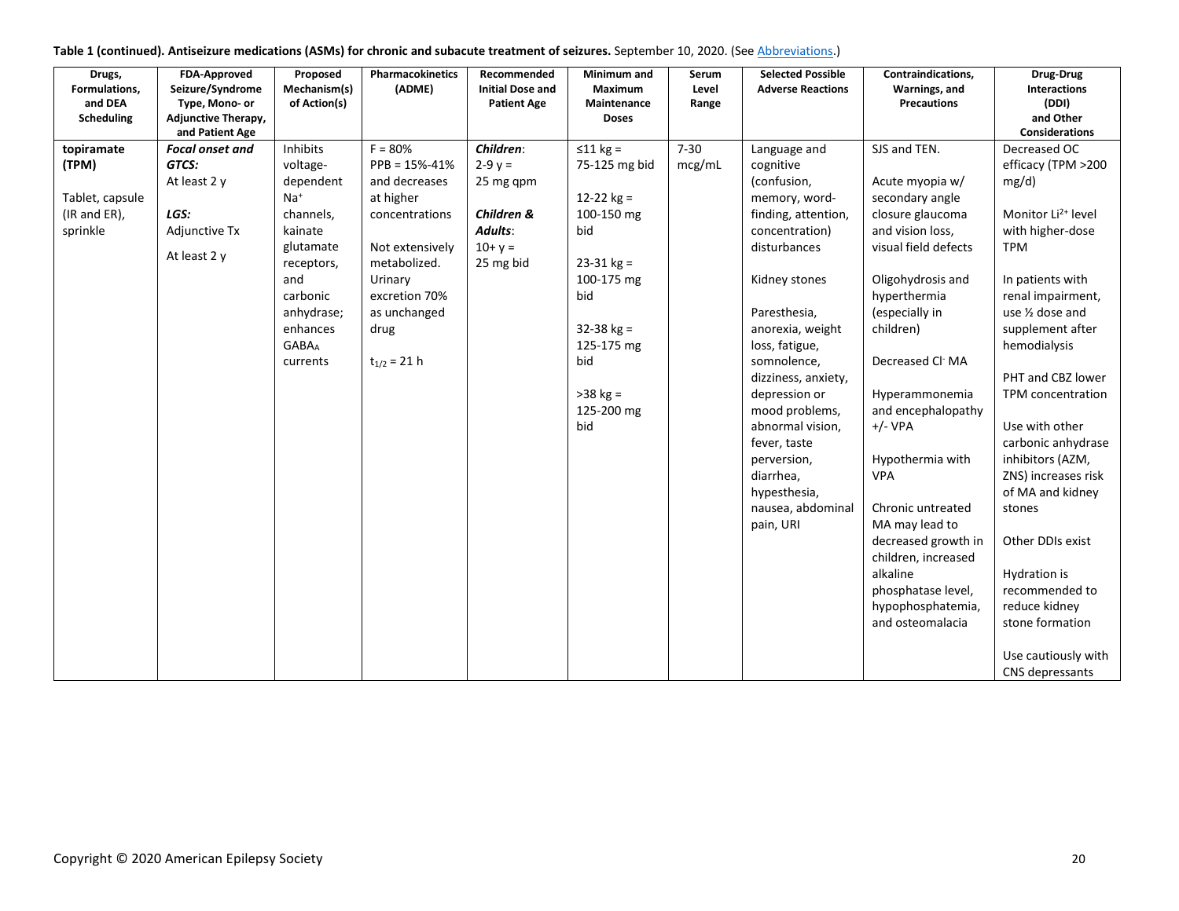**Table 1 (continued). Antiseizure medications (ASMs) for chronic and subacute treatment of seizures.** September 10, 2020. (See Abbreviations.)

| Drugs, Formulations, and DEA Scheduling | FDA-Approved Seizure/Syndrome Type, Mono- or Adjunctive Therapy, and Patient Age | Proposed Mechanism(s) of Action(s) | Pharmacokinetics (ADME) | Recommended Initial Dose and Patient Age | Minimum and Maximum Maintenance Doses | Serum Level Range | Selected Possible Adverse Reactions | Contraindications, Warnings, and Precautions | Drug-Drug Interactions (DDI) and Other Considerations |
|---|---|---|---|---|---|---|---|---|---|
| **topiramate (TPM)**<br><br>Tablet, capsule (IR and ER), sprinkle | ***Focal onset and GTCS:***<br>At least 2 y<br><br>***LGS:***<br>Adjunctive Tx<br><br>At least 2 y | Inhibits voltage-dependent $Na^+$ channels, kainate glutamate receptors, and carbonic anhydrase; enhances $GABA_A$ currents | F = 80%<br>PPB = 15%-41% and decreases at higher concentrations<br><br>Not extensively metabolized. Urinary excretion 70% as unchanged drug<br><br>$t_{1/2}$ = 21 h | ***Children***:<br>2-9 y = 25 mg qpm<br><br>***Children & Adults***:<br>10+ y = 25 mg bid | ≤11 kg = 75-125 mg bid<br><br>12-22 kg = 100-150 mg bid<br><br>23-31 kg = 100-175 mg bid<br><br>32-38 kg = 125-175 mg bid<br><br>>38 kg = 125-200 mg bid | 7-30 mcg/mL | Language and cognitive (confusion, memory, word-finding, attention, concentration) disturbances<br><br>Kidney stones<br><br>Paresthesia, anorexia, weight loss, fatigue, somnolence, dizziness, anxiety, depression or mood problems, abnormal vision, fever, taste perversion, diarrhea, hypesthesia, nausea, abdominal pain, URI | SJS and TEN.<br><br>Acute myopia w/ secondary angle closure glaucoma and vision loss, visual field defects<br><br>Oligohydrosis and hyperthermia (especially in children)<br><br>Decreased $Cl^-$ MA<br><br>Hyperammonemia and encephalopathy +/- VPA<br><br>Hypothermia with VPA<br><br>Chronic untreated MA may lead to decreased growth in children, increased alkaline phosphatase level, hypophosphatemia, and osteomalacia | Decreased OC efficacy (TPM >200 mg/d)<br><br>Monitor $Li^{2+}$ level with higher-dose TPM<br><br>In patients with renal impairment, use ½ dose and supplement after hemodialysis<br><br>PHT and CBZ lower TPM concentration<br><br>Use with other carbonic anhydrase inhibitors (AZM, ZNS) increases risk of MA and kidney stones<br><br>Other DDIs exist<br><br>Hydration is recommended to reduce kidney stone formation<br><br>Use cautiously with CNS depressants |

Copyright © 2020 American Epilepsy Society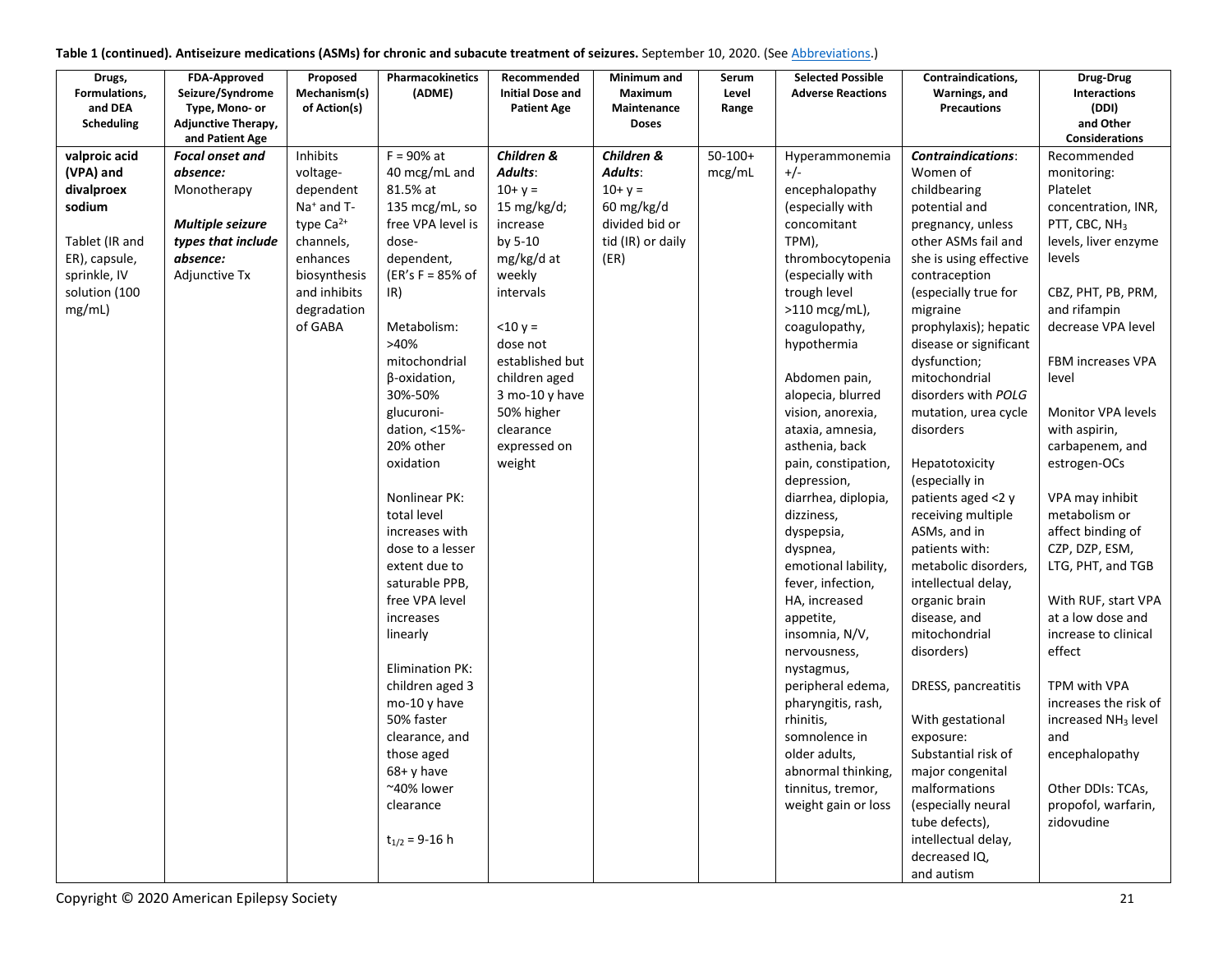**Table 1 (continued). Antiseizure medications (ASMs) for chronic and subacute treatment of seizures.** September 10, 2020. (See Abbreviations.)

| Drugs, Formulations, and DEA Scheduling | FDA-Approved Seizure/Syndrome Type, Mono- or Adjunctive Therapy, and Patient Age | Proposed Mechanism(s) of Action(s) | Pharmacokinetics (ADME) | Recommended Initial Dose and Patient Age | Minimum and Maximum Maintenance Doses | Serum Level Range | Selected Possible Adverse Reactions | Contraindications, Warnings, and Precautions | Drug-Drug Interactions (DDI) and Other Considerations |
|---|---|---|---|---|---|---|---|---|---|
| **valproic acid (VPA) and divalproex sodium**<br><br>Tablet (IR and ER), capsule, sprinkle, IV solution (100 mg/mL) | ***Focal onset and absence:*** Monotherapy<br><br>***Multiple seizure types that include absence:*** Adjunctive Tx | Inhibits voltage-dependent $Na^+$ and T-type $Ca^{2+}$ channels, enhances biosynthesis and inhibits degradation of GABA | F = 90% at 40 mcg/mL and 81.5% at 135 mcg/mL, so free VPA level is dose-dependent, (ER's F = 85% of IR)<br><br>Metabolism: >40% mitochondrial β-oxidation, 30%-50% glucuronidation, <15%-20% other oxidation<br><br>Nonlinear PK: total level increases with dose to a lesser extent due to saturable PPB, free VPA level increases linearly<br><br>Elimination PK: children aged 3 mo-10 y have 50% faster clearance, and those aged 68+ y have ~40% lower clearance<br><br>$t_{1/2}$ = 9-16 h | ***Children & Adults***:<br>10+ y = 15 mg/kg/d; increase by 5-10 mg/kg/d at weekly intervals<br><br><10 y = dose not established but children aged 3 mo-10 y have 50% higher clearance expressed on weight | ***Children & Adults***:<br>10+ y = 60 mg/kg/d divided bid or tid (IR) or daily (ER) | 50-100+ mcg/mL | Hyperammonemia +/- encephalopathy (especially with concomitant TPM), thrombocytopenia (especially with trough level >110 mcg/mL), coagulopathy, hypothermia<br><br>Abdomen pain, alopecia, blurred vision, anorexia, ataxia, amnesia, asthenia, back pain, constipation, depression, diarrhea, diplopia, dizziness, dyspepsia, dyspnea, emotional lability, fever, infection, HA, increased appetite, insomnia, N/V, nervousness, nystagmus, peripheral edema, pharyngitis, rash, rhinitis, somnolence in older adults, abnormal thinking, tinnitus, tremor, weight gain or loss | ***Contraindications***: Women of childbearing potential and pregnancy, unless other ASMs fail and she is using effective contraception (especially true for migraine prophylaxis); hepatic disease or significant dysfunction; mitochondrial disorders with *POLG* mutation, urea cycle disorders<br><br>Hepatotoxicity (especially in patients aged <2 y receiving multiple ASMs, and in patients with: metabolic disorders, intellectual delay, organic brain disease, and mitochondrial disorders)<br><br>DRESS, pancreatitis<br><br>With gestational exposure: Substantial risk of major congenital malformations (especially neural tube defects), intellectual delay, decreased IQ, and autism | Recommended monitoring: Platelet concentration, INR, PTT, CBC, $NH_3$ levels, liver enzyme levels<br><br>CBZ, PHT, PB, PRM, and rifampin decrease VPA level<br><br>FBM increases VPA level<br><br>Monitor VPA levels with aspirin, carbapenem, and estrogen-OCs<br><br>VPA may inhibit metabolism or affect binding of CZP, DZP, ESM, LTG, PHT, and TGB<br><br>With RUF, start VPA at a low dose and increase to clinical effect<br><br>TPM with VPA increases the risk of increased $NH_3$ level and encephalopathy<br><br>Other DDIs: TCAs, propofol, warfarin, zidovudine |

Copyright © 2020 American Epilepsy Society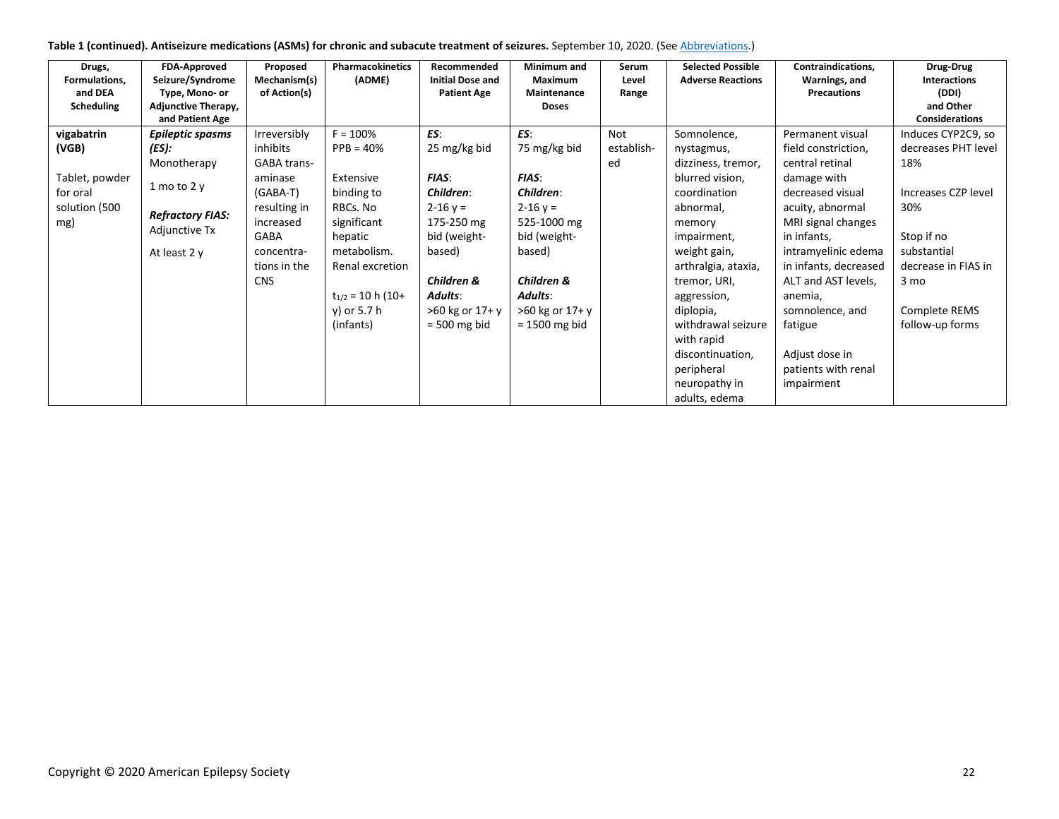**Table 1 (continued). Antiseizure medications (ASMs) for chronic and subacute treatment of seizures.** September 10, 2020. (See Abbreviations.)

| Drugs, Formulations, and DEA Scheduling | FDA-Approved Seizure/Syndrome Type, Mono- or Adjunctive Therapy, and Patient Age | Proposed Mechanism(s) of Action(s) | Pharmacokinetics (ADME) | Recommended Initial Dose and Patient Age | Minimum and Maximum Maintenance Doses | Serum Level Range | Selected Possible Adverse Reactions | Contraindications, Warnings, and Precautions | Drug-Drug Interactions (DDI) and Other Considerations |
|---|---|---|---|---|---|---|---|---|---|
| **vigabatrin (VGB)**<br><br>Tablet, powder for oral solution (500 mg) | ***Epileptic spasms (ES):*** Monotherapy<br><br>1 mo to 2 y<br><br>***Refractory FIAS:*** Adjunctive Tx<br><br>At least 2 y | Irreversibly inhibits GABA trans-aminase (GABA-T) resulting in increased GABA concentra-tions in the CNS | F = 100%<br>PPB = 40%<br><br>Extensive binding to RBCs. No significant hepatic metabolism. Renal excretion<br><br>$t_{1/2}$ = 10 h (10+ y) or 5.7 h (infants) | ***ES***:<br>25 mg/kg bid<br><br>***FIAS***:<br>***Children***:<br>2-16 y = 175-250 mg bid (weight-based)<br><br>***Children & Adults***:<br>>60 kg or 17+ y = 500 mg bid | ***ES***:<br>75 mg/kg bid<br><br>***FIAS***:<br>***Children***:<br>2-16 y = 525-1000 mg bid (weight-based)<br><br>***Children & Adults***:<br>>60 kg or 17+ y = 1500 mg bid | Not establish-ed | Somnolence, nystagmus, dizziness, tremor, blurred vision, coordination abnormal, memory impairment, weight gain, arthralgia, ataxia, tremor, URI, aggression, diplopia, withdrawal seizure with rapid discontinuation, peripheral neuropathy in adults, edema | Permanent visual field constriction, central retinal damage with decreased visual acuity, abnormal MRI signal changes in infants, intramyelinic edema in infants, decreased ALT and AST levels, anemia, somnolence, and fatigue<br><br>Adjust dose in patients with renal impairment | Induces CYP2C9, so decreases PHT level 18%<br><br>Increases CZP level 30%<br><br>Stop if no substantial decrease in FIAS in 3 mo<br><br>Complete REMS follow-up forms |

Copyright © 2020 American Epilepsy Society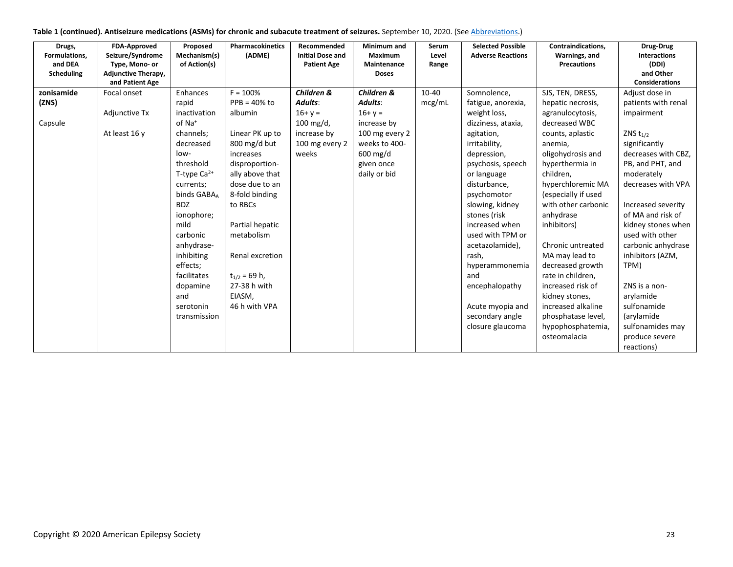**Table 1 (continued). Antiseizure medications (ASMs) for chronic and subacute treatment of seizures.** September 10, 2020. (See Abbreviations.)

| Drugs, Formulations, and DEA Scheduling | FDA-Approved Seizure/Syndrome Type, Mono- or Adjunctive Therapy, and Patient Age | Proposed Mechanism(s) of Action(s) | Pharmacokinetics (ADME) | Recommended Initial Dose and Patient Age | Minimum and Maximum Maintenance Doses | Serum Level Range | Selected Possible Adverse Reactions | Contraindications, Warnings, and Precautions | Drug-Drug Interactions (DDI) and Other Considerations |
|---|---|---|---|---|---|---|---|---|---|
| **zonisamide (ZNS)**<br><br>Capsule | Focal onset<br><br>Adjunctive Tx<br><br>At least 16 y | Enhances rapid inactivation of $Na^+$ channels; decreased low-threshold T-type $Ca^{2+}$ currents; binds $GABA_A$ BDZ ionophore; mild carbonic anhydrase-inhibiting effects; facilitates dopamine and serotonin transmission | F = 100%<br>PPB = 40% to albumin<br><br>Linear PK up to 800 mg/d but increases disproportion-ally above that dose due to an 8-fold binding to RBCs<br><br>Partial hepatic metabolism<br><br>Renal excretion<br><br>$t_{1/2}$ = 69 h, 27-38 h with EIASM, 46 h with VPA | ***Children & Adults***:<br>16+ y = 100 mg/d, increase by 100 mg every 2 weeks | ***Children & Adults***:<br>16+ y = increase by 100 mg every 2 weeks to 400-600 mg/d given once daily or bid | 10-40 mcg/mL | Somnolence, fatigue, anorexia, weight loss, dizziness, ataxia, agitation, irritability, depression, psychosis, speech or language disturbance, psychomotor slowing, kidney stones (risk increased when used with TPM or acetazolamide), rash, hyperammonemia and encephalopathy<br><br>Acute myopia and secondary angle closure glaucoma | SJS, TEN, DRESS, hepatic necrosis, agranulocytosis, decreased WBC counts, aplastic anemia, oligohydrosis and hyperthermia in children, hyperchloremic MA (especially if used with other carbonic anhydrase inhibitors)<br><br>Chronic untreated MA may lead to decreased growth rate in children, increased risk of kidney stones, increased alkaline phosphatase level, hypophosphatemia, osteomalacia | Adjust dose in patients with renal impairment<br><br>ZNS $t_{1/2}$ significantly decreases with CBZ, PB, and PHT, and moderately decreases with VPA<br><br>Increased severity of MA and risk of kidney stones when used with other carbonic anhydrase inhibitors (AZM, TPM)<br><br>ZNS is a non-arylamide sulfonamide (arylamide sulfonamides may produce severe reactions) |

Copyright © 2020 American Epilepsy Society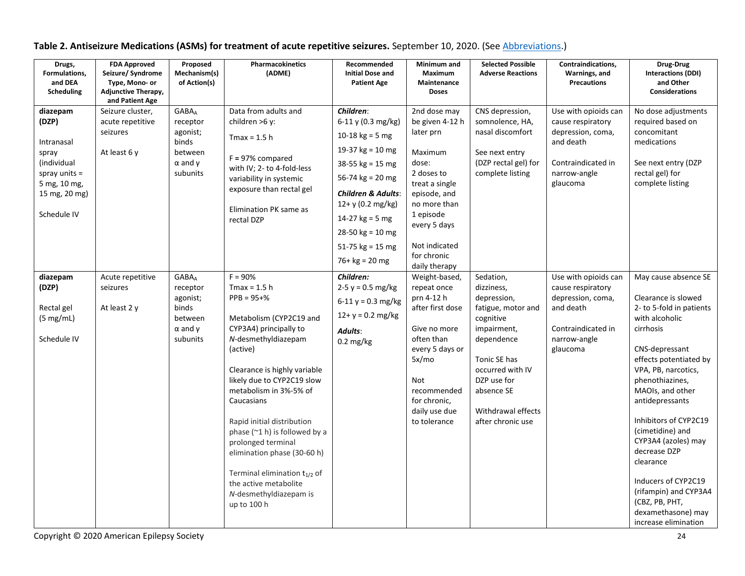**Table 2. Antiseizure Medications (ASMs) for treatment of acute repetitive seizures.** September 10, 2020. (See [Abbreviations](#).)

| Drugs, Formulations, and DEA Scheduling | FDA Approved Seizure/ Syndrome Type, Mono- or Adjunctive Therapy, and Patient Age | Proposed Mechanism(s) of Action(s) | Pharmacokinetics (ADME) | Recommended Initial Dose and Patient Age | Minimum and Maximum Maintenance Doses | Selected Possible Adverse Reactions | Contraindications, Warnings, and Precautions | Drug-Drug Interactions (DDI) and Other Considerations |
|---|---|---|---|---|---|---|---|---|
| **diazepam (DZP)**<br><br>Intranasal spray (individual spray units = 5 mg, 10 mg, 15 mg, 20 mg)<br><br>Schedule IV | Seizure cluster, acute repetitive seizures<br><br>At least 6 y | $GABA_A$ receptor agonist; binds between α and γ subunits | Data from adults and children >6 y:<br><br>Tmax = 1.5 h<br><br>F = 97% compared with IV; 2- to 4-fold-less variability in systemic exposure than rectal gel<br><br>Elimination PK same as rectal DZP | ***Children***:<br>6-11 y (0.3 mg/kg)<br>10-18 kg = 5 mg<br>19-37 kg = 10 mg<br>38-55 kg = 15 mg<br>56-74 kg = 20 mg<br>***Children & Adults***:<br>12+ y (0.2 mg/kg)<br>14-27 kg = 5 mg<br>28-50 kg = 10 mg<br>51-75 kg = 15 mg<br>76+ kg = 20 mg | 2nd dose may be given 4-12 h later prn<br><br>Maximum dose:<br>2 doses to treat a single episode, and no more than 1 episode every 5 days<br><br>Not indicated for chronic daily therapy | CNS depression, somnolence, HA, nasal discomfort<br><br>See next entry (DZP rectal gel) for complete listing | Use with opioids can cause respiratory depression, coma, and death<br><br>Contraindicated in narrow-angle glaucoma | No dose adjustments required based on concomitant medications<br><br>See next entry (DZP rectal gel) for complete listing |
| **diazepam (DZP)**<br><br>Rectal gel (5 mg/mL)<br><br>Schedule IV | Acute repetitive seizures<br><br>At least 2 y | $GABA_A$ receptor agonist; binds between α and γ subunits | F = 90%<br>Tmax = 1.5 h<br>PPB = 95+%<br><br>Metabolism (CYP2C19 and CYP3A4) principally to *N*-desmethyldiazepam (active)<br><br>Clearance is highly variable likely due to CYP2C19 slow metabolism in 3%-5% of Caucasians<br><br>Rapid initial distribution phase (~1 h) is followed by a prolonged terminal elimination phase (30-60 h)<br><br>Terminal elimination $t_{1/2}$ of the active metabolite *N*-desmethyldiazepam is up to 100 h | ***Children:***<br>2-5 y = 0.5 mg/kg<br>6-11 y = 0.3 mg/kg<br>12+ y = 0.2 mg/kg<br>***Adults***:<br>0.2 mg/kg | Weight-based, repeat once prn 4-12 h after first dose<br><br>Give no more often than every 5 days or 5x/mo<br><br>Not recommended for chronic, daily use due to tolerance | Sedation, dizziness, depression, fatigue, motor and cognitive impairment, dependence<br><br>Tonic SE has occurred with IV DZP use for absence SE<br><br>Withdrawal effects after chronic use | Use with opioids can cause respiratory depression, coma, and death<br><br>Contraindicated in narrow-angle glaucoma | May cause absence SE<br><br>Clearance is slowed 2- to 5-fold in patients with alcoholic cirrhosis<br><br>CNS-depressant effects potentiated by VPA, PB, narcotics, phenothiazines, MAOIs, and other antidepressants<br><br>Inhibitors of CYP2C19 (cimetidine) and CYP3A4 (azoles) may decrease DZP clearance<br><br>Inducers of CYP2C19 (rifampin) and CYP3A4 (CBZ, PB, PHT, dexamethasone) may increase elimination |

Copyright © 2020 American Epilepsy Society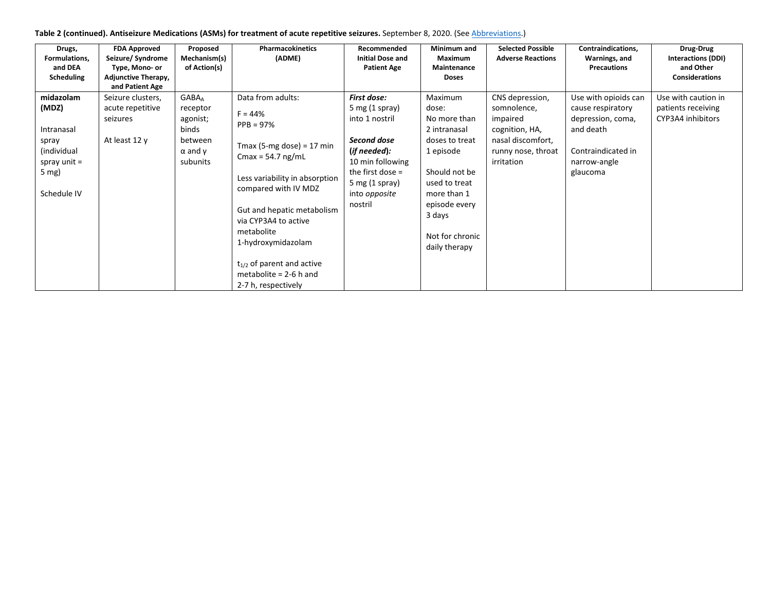**Table 2 (continued). Antiseizure Medications (ASMs) for treatment of acute repetitive seizures.** September 8, 2020. (See Abbreviations.)

| Drugs, Formulations, and DEA Scheduling | FDA Approved Seizure/ Syndrome Type, Mono- or Adjunctive Therapy, and Patient Age | Proposed Mechanism(s) of Action(s) | Pharmacokinetics (ADME) | Recommended Initial Dose and Patient Age | Minimum and Maximum Maintenance Doses | Selected Possible Adverse Reactions | Contraindications, Warnings, and Precautions | Drug-Drug Interactions (DDI) and Other Considerations |
|---|---|---|---|---|---|---|---|---|
| **midazolam (MDZ)**<br><br>Intranasal spray (individual spray unit = 5 mg)<br><br>Schedule IV | Seizure clusters, acute repetitive seizures<br><br>At least 12 y | $GABA_A$ receptor agonist; binds between α and γ subunits | Data from adults:<br><br>F = 44%<br>PPB = 97%<br><br>Tmax (5-mg dose) = 17 min<br>Cmax = 54.7 ng/mL<br><br>Less variability in absorption compared with IV MDZ<br><br>Gut and hepatic metabolism via CYP3A4 to active metabolite 1-hydroxymidazolam<br><br>$t_{1/2}$ of parent and active metabolite = 2-6 h and 2-7 h, respectively | ***First dose:***<br>5 mg (1 spray) into 1 nostril<br><br>***Second dose (if needed):***<br>10 min following the first dose = 5 mg (1 spray) into *opposite* nostril | Maximum dose:<br>No more than 2 intranasal doses to treat 1 episode<br><br>Should not be used to treat more than 1 episode every 3 days<br><br>Not for chronic daily therapy | CNS depression, somnolence, impaired cognition, HA, nasal discomfort, runny nose, throat irritation | Use with opioids can cause respiratory depression, coma, and death<br><br>Contraindicated in narrow-angle glaucoma | Use with caution in patients receiving CYP3A4 inhibitors |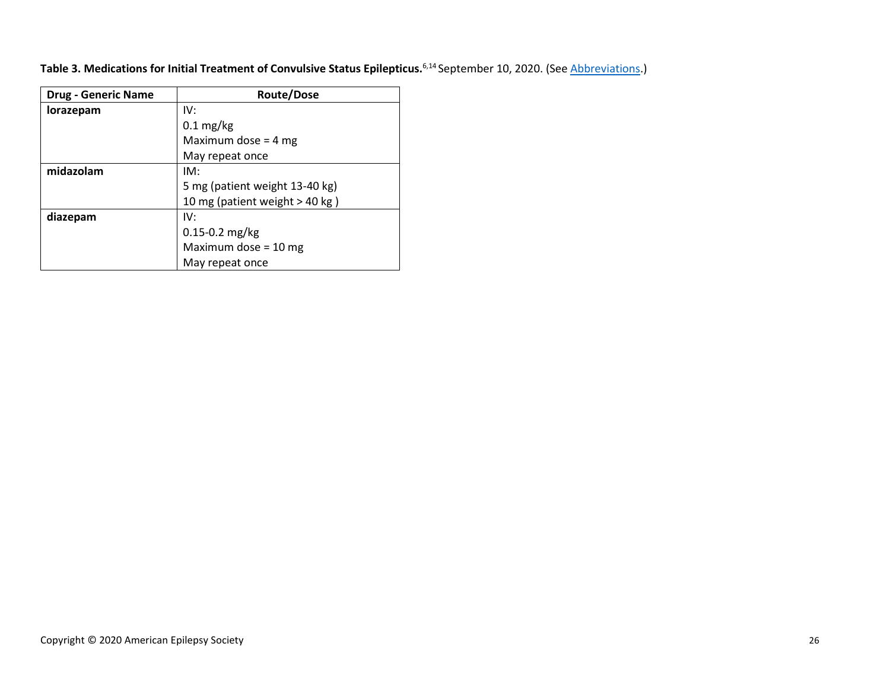**Table 3. Medications for Initial Treatment of Convulsive Status Epilepticus.**[6,14] September 10, 2020. (See Abbreviations.)

| Drug - Generic Name | Route/Dose |
|---|---|
| **lorazepam** | IV:<br>0.1 mg/kg<br>Maximum dose = 4 mg<br>May repeat once |
| **midazolam** | IM:<br>5 mg (patient weight 13-40 kg)<br>10 mg (patient weight > 40 kg ) |
| **diazepam** | IV:<br>0.15-0.2 mg/kg<br>Maximum dose = 10 mg<br>May repeat once |

Copyright © 2020 American Epilepsy Society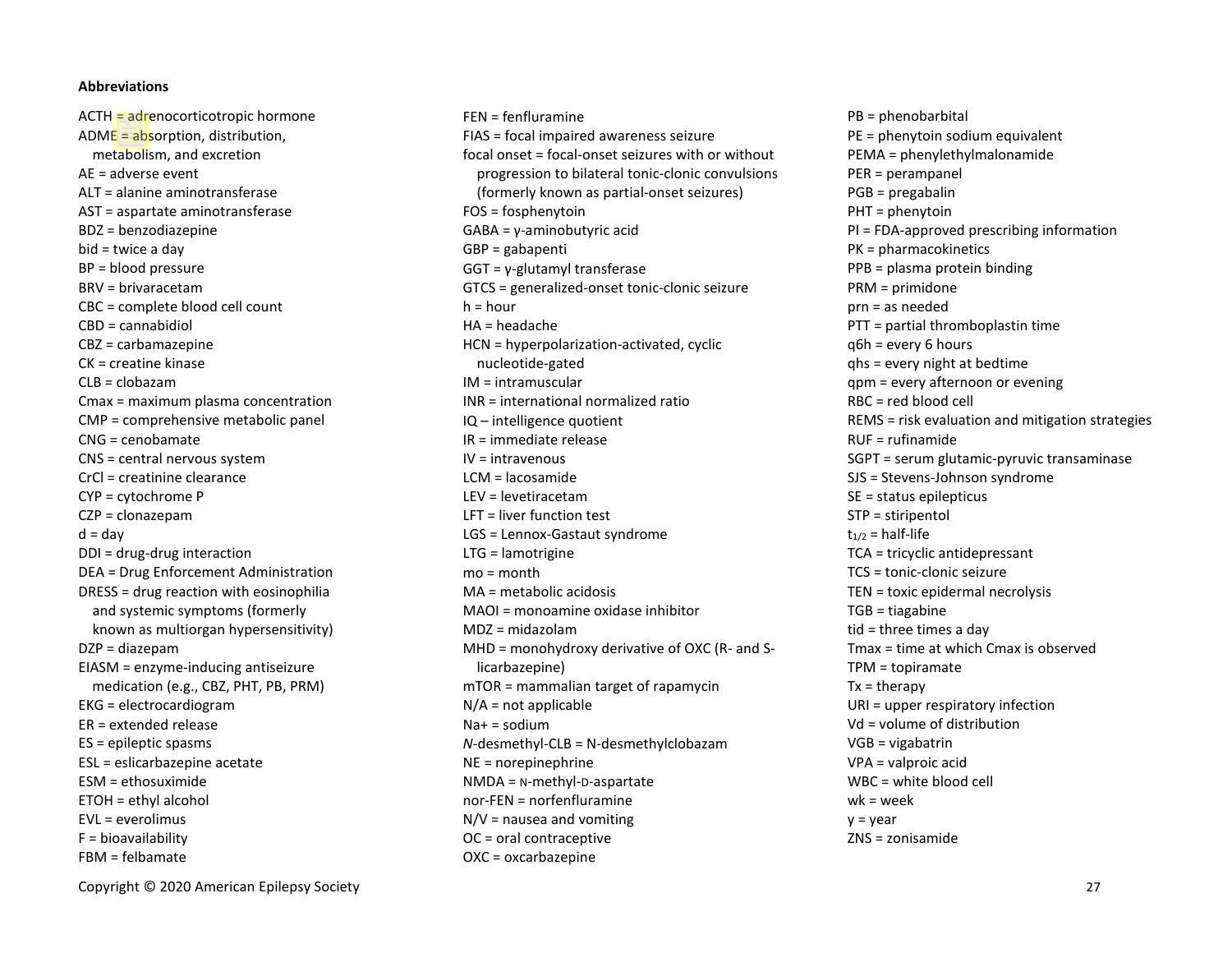**Abbreviations**

ACTH = adrenocorticotropic hormone
ADME = absorption, distribution, metabolism, and excretion
AE = adverse event
ALT = alanine aminotransferase
AST = aspartate aminotransferase
BDZ = benzodiazepine
bid = twice a day
BP = blood pressure
BRV = brivaracetam
CBC = complete blood cell count
CBD = cannabidiol
CBZ = carbamazepine
CK = creatine kinase
CLB = clobazam
Cmax = maximum plasma concentration
CMP = comprehensive metabolic panel
CNG = cenobamate
CNS = central nervous system
CrCl = creatinine clearance
CYP = cytochrome P
CZP = clonazepam
d = day
DDI = drug-drug interaction
DEA = Drug Enforcement Administration
DRESS = drug reaction with eosinophilia and systemic symptoms (formerly known as multiorgan hypersensitivity)
DZP = diazepam
EIASM = enzyme-inducing antiseizure medication (e.g., CBZ, PHT, PB, PRM)
EKG = electrocardiogram
ER = extended release
ES = epileptic spasms
ESL = eslicarbazepine acetate
ESM = ethosuximide
ETOH = ethyl alcohol
EVL = everolimus
F = bioavailability
FBM = felbamate
FEN = fenfluramine
FIAS = focal impaired awareness seizure
focal onset = focal-onset seizures with or without progression to bilateral tonic-clonic convulsions (formerly known as partial-onset seizures)
FOS = fosphenytoin
GABA = γ-aminobutyric acid
GBP = gabapenti
GGT = γ-glutamyl transferase
GTCS = generalized-onset tonic-clonic seizure
h = hour
HA = headache
HCN = hyperpolarization-activated, cyclic nucleotide-gated
IM = intramuscular
INR = international normalized ratio
IQ – intelligence quotient
IR = immediate release
IV = intravenous
LCM = lacosamide
LEV = levetiracetam
LFT = liver function test
LGS = Lennox-Gastaut syndrome
LTG = lamotrigine
mo = month
MA = metabolic acidosis
MAOI = monoamine oxidase inhibitor
MDZ = midazolam
MHD = monohydroxy derivative of OXC (R- and S-licarbazepine)
mTOR = mammalian target of rapamycin
N/A = not applicable
Na+ = sodium
*N*-desmethyl-CLB = N-desmethylclobazam
NE = norepinephrine
NMDA = N-methyl-D-aspartate
nor-FEN = norfenfluramine
N/V = nausea and vomiting
OC = oral contraceptive
OXC = oxcarbazepine
PB = phenobarbital
PE = phenytoin sodium equivalent
PEMA = phenylethylmalonamide
PER = perampanel
PGB = pregabalin
PHT = phenytoin
PI = FDA-approved prescribing information
PK = pharmacokinetics
PPB = plasma protein binding
PRM = primidone
prn = as needed
PTT = partial thromboplastin time
q6h = every 6 hours
qhs = every night at bedtime
qpm = every afternoon or evening
RBC = red blood cell
REMS = risk evaluation and mitigation strategies
RUF = rufinamide
SGPT = serum glutamic-pyruvic transaminase
SJS = Stevens-Johnson syndrome
SE = status epilepticus
STP = stiripentol
$t_{1/2}$ = half-life
TCA = tricyclic antidepressant
TCS = tonic-clonic seizure
TEN = toxic epidermal necrolysis
TGB = tiagabine
tid = three times a day
Tmax = time at which Cmax is observed
TPM = topiramate
Tx = therapy
URI = upper respiratory infection
Vd = volume of distribution
VGB = vigabatrin
VPA = valproic acid
WBC = white blood cell
wk = week
y = year
ZNS = zonisamide

Copyright © 2020 American Epilepsy Society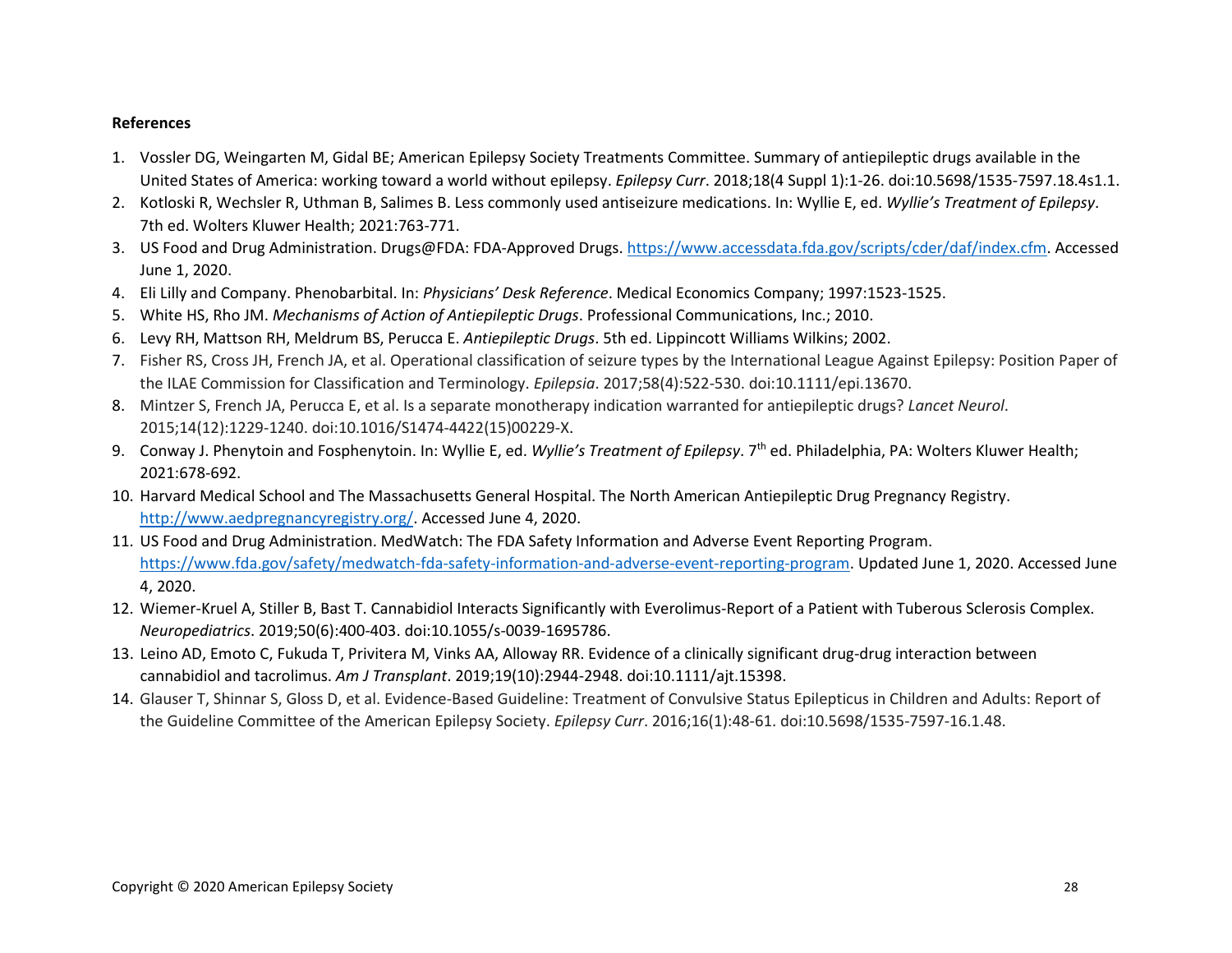**References**

1. Vossler DG, Weingarten M, Gidal BE; American Epilepsy Society Treatments Committee. Summary of antiepileptic drugs available in the United States of America: working toward a world without epilepsy. *Epilepsy Curr*. 2018;18(4 Suppl 1):1-26. doi:10.5698/1535-7597.18.4s1.1.
2. Kotloski R, Wechsler R, Uthman B, Salimes B. Less commonly used antiseizure medications. In: Wyllie E, ed. *Wyllie's Treatment of Epilepsy*. 7th ed. Wolters Kluwer Health; 2021:763-771.
3. US Food and Drug Administration. Drugs@FDA: FDA-Approved Drugs. https://www.accessdata.fda.gov/scripts/cder/daf/index.cfm. Accessed June 1, 2020.
4. Eli Lilly and Company. Phenobarbital. In: *Physicians' Desk Reference*. Medical Economics Company; 1997:1523-1525.
5. White HS, Rho JM. *Mechanisms of Action of Antiepileptic Drugs*. Professional Communications, Inc.; 2010.
6. Levy RH, Mattson RH, Meldrum BS, Perucca E. *Antiepileptic Drugs*. 5th ed. Lippincott Williams Wilkins; 2002.
7. Fisher RS, Cross JH, French JA, et al. Operational classification of seizure types by the International League Against Epilepsy: Position Paper of the ILAE Commission for Classification and Terminology. *Epilepsia*. 2017;58(4):522-530. doi:10.1111/epi.13670.
8. Mintzer S, French JA, Perucca E, et al. Is a separate monotherapy indication warranted for antiepileptic drugs? *Lancet Neurol*. 2015;14(12):1229-1240. doi:10.1016/S1474-4422(15)00229-X.
9. Conway J. Phenytoin and Fosphenytoin. In: Wyllie E, ed. *Wyllie's Treatment of Epilepsy*. 7th ed. Philadelphia, PA: Wolters Kluwer Health; 2021:678-692.
10. Harvard Medical School and The Massachusetts General Hospital. The North American Antiepileptic Drug Pregnancy Registry. http://www.aedpregnancyregistry.org/. Accessed June 4, 2020.
11. US Food and Drug Administration. MedWatch: The FDA Safety Information and Adverse Event Reporting Program. https://www.fda.gov/safety/medwatch-fda-safety-information-and-adverse-event-reporting-program. Updated June 1, 2020. Accessed June 4, 2020.
12. Wiemer-Kruel A, Stiller B, Bast T. Cannabidiol Interacts Significantly with Everolimus-Report of a Patient with Tuberous Sclerosis Complex. *Neuropediatrics*. 2019;50(6):400-403. doi:10.1055/s-0039-1695786.
13. Leino AD, Emoto C, Fukuda T, Privitera M, Vinks AA, Alloway RR. Evidence of a clinically significant drug-drug interaction between cannabidiol and tacrolimus. *Am J Transplant*. 2019;19(10):2944-2948. doi:10.1111/ajt.15398.
14. Glauser T, Shinnar S, Gloss D, et al. Evidence-Based Guideline: Treatment of Convulsive Status Epilepticus in Children and Adults: Report of the Guideline Committee of the American Epilepsy Society. *Epilepsy Curr*. 2016;16(1):48-61. doi:10.5698/1535-7597-16.1.48.

Copyright © 2020 American Epilepsy Society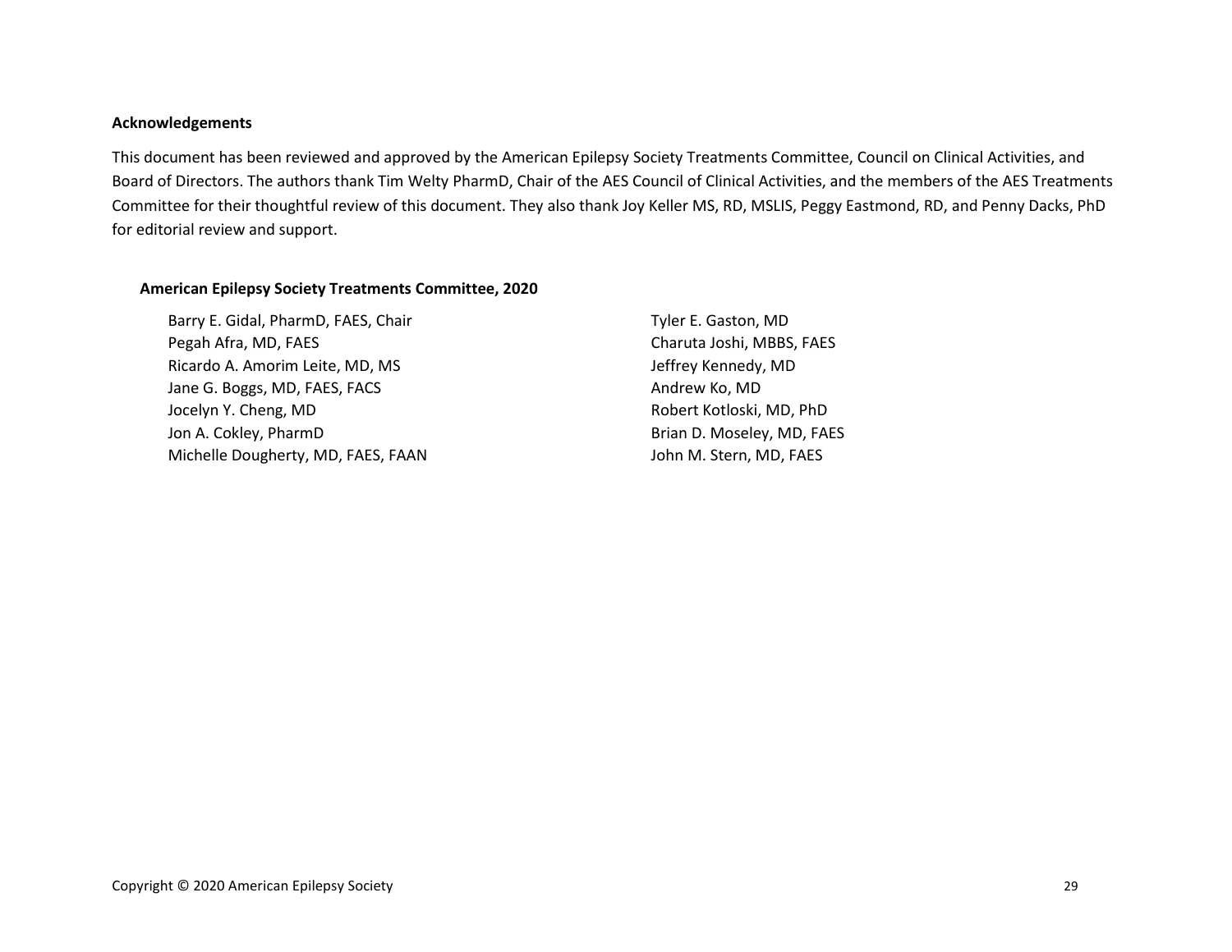**Acknowledgements**

This document has been reviewed and approved by the American Epilepsy Society Treatments Committee, Council on Clinical Activities, and Board of Directors. The authors thank Tim Welty PharmD, Chair of the AES Council of Clinical Activities, and the members of the AES Treatments Committee for their thoughtful review of this document. They also thank Joy Keller MS, RD, MSLIS, Peggy Eastmond, RD, and Penny Dacks, PhD for editorial review and support.

**American Epilepsy Society Treatments Committee, 2020**

Barry E. Gidal, PharmD, FAES, Chair
Pegah Afra, MD, FAES
Ricardo A. Amorim Leite, MD, MS
Jane G. Boggs, MD, FAES, FACS
Jocelyn Y. Cheng, MD
Jon A. Cokley, PharmD
Michelle Dougherty, MD, FAES, FAAN
Tyler E. Gaston, MD
Charuta Joshi, MBBS, FAES
Jeffrey Kennedy, MD
Andrew Ko, MD
Robert Kotloski, MD, PhD
Brian D. Moseley, MD, FAES
John M. Stern, MD, FAES

Copyright © 2020 American Epilepsy Society